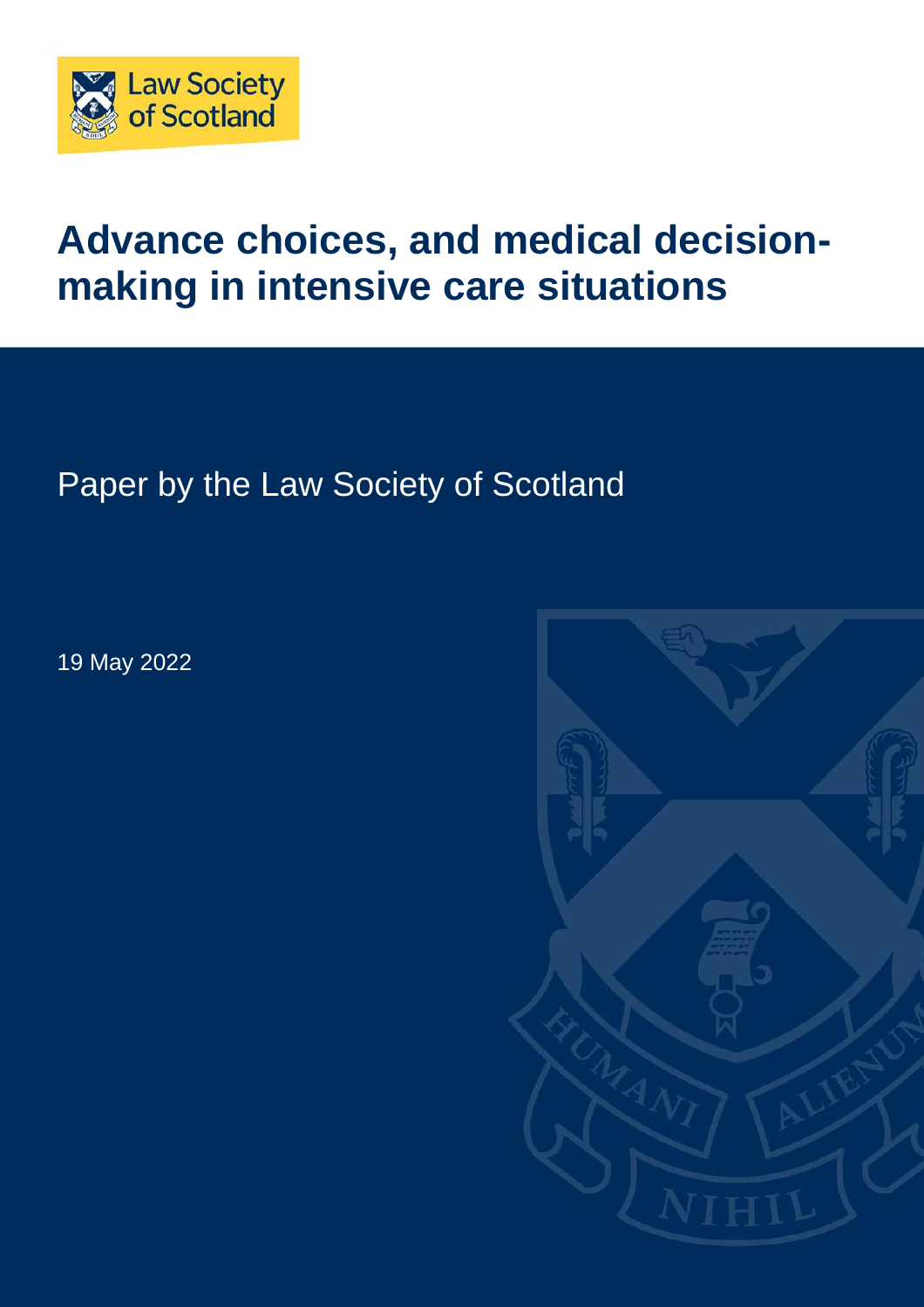# Advance choices, and medical decision-making in intensive care situations

Paper by the Law Society of Scotland

19 May 2022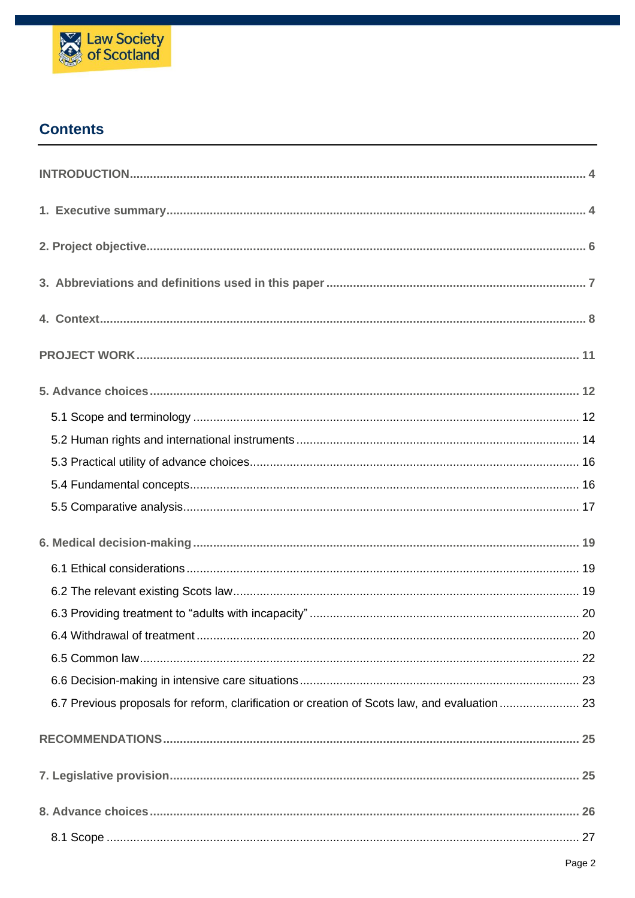## Contents

INTRODUCTION ... 4

1. Executive summary ... 4

2. Project objective ... 6

3. Abbreviations and definitions used in this paper ... 7

4. Context ... 8

PROJECT WORK ... 11

5. Advance choices ... 12

- 5.1 Scope and terminology ... 12
- 5.2 Human rights and international instruments ... 14
- 5.3 Practical utility of advance choices ... 16
- 5.4 Fundamental concepts ... 16
- 5.5 Comparative analysis ... 17

6. Medical decision-making ... 19

- 6.1 Ethical considerations ... 19
- 6.2 The relevant existing Scots law ... 19
- 6.3 Providing treatment to "adults with incapacity" ... 20
- 6.4 Withdrawal of treatment ... 20
- 6.5 Common law ... 22
- 6.6 Decision-making in intensive care situations ... 23
- 6.7 Previous proposals for reform, clarification or creation of Scots law, and evaluation ... 23

RECOMMENDATIONS ... 25

7. Legislative provision ... 25

8. Advance choices ... 26

- 8.1 Scope ... 27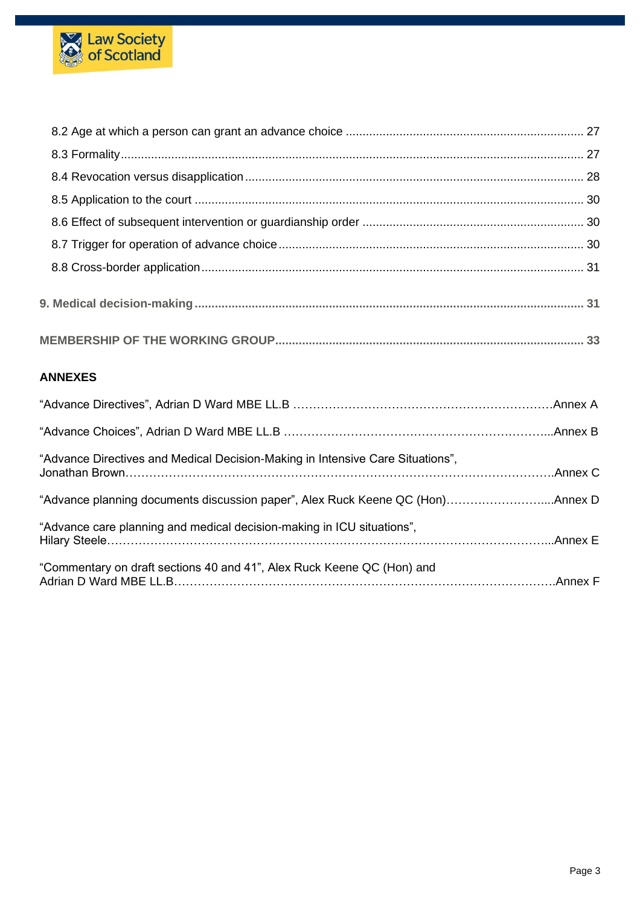8.2 Age at which a person can grant an advance choice ..... 27

8.3 Formality ..... 27

8.4 Revocation versus disapplication ..... 28

8.5 Application to the court ..... 30

8.6 Effect of subsequent intervention or guardianship order ..... 30

8.7 Trigger for operation of advance choice ..... 30

8.8 Cross-border application ..... 31

**9. Medical decision-making ..... 31**

**MEMBERSHIP OF THE WORKING GROUP ..... 33**

**ANNEXES**

"Advance Directives", Adrian D Ward MBE LL.B ..... Annex A

"Advance Choices", Adrian D Ward MBE LL.B ..... Annex B

"Advance Directives and Medical Decision-Making in Intensive Care Situations", Jonathan Brown ..... Annex C

"Advance planning documents discussion paper", Alex Ruck Keene QC (Hon) ..... Annex D

"Advance care planning and medical decision-making in ICU situations", Hilary Steele ..... Annex E

"Commentary on draft sections 40 and 41", Alex Ruck Keene QC (Hon) and Adrian D Ward MBE LL.B ..... Annex F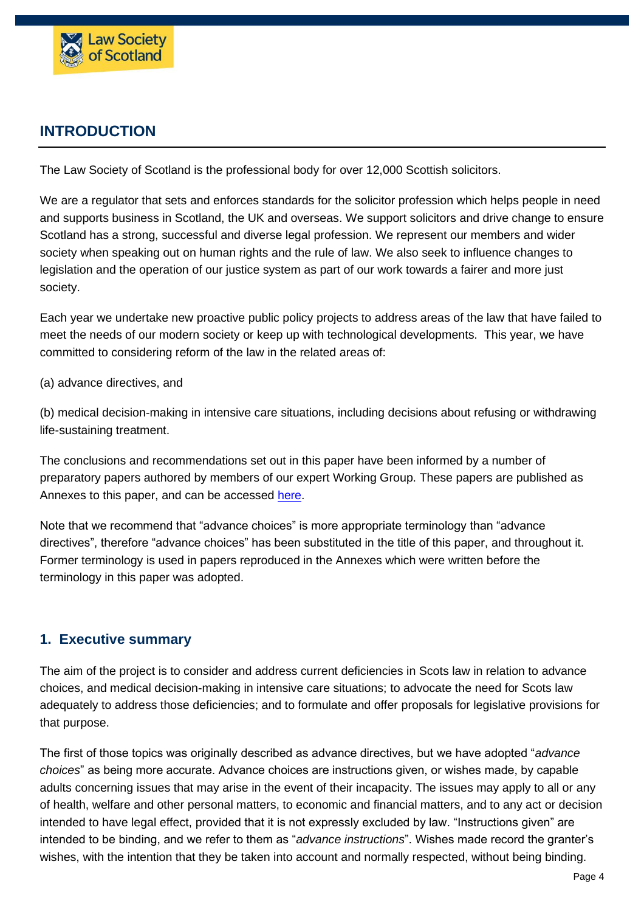## INTRODUCTION

The Law Society of Scotland is the professional body for over 12,000 Scottish solicitors.

We are a regulator that sets and enforces standards for the solicitor profession which helps people in need and supports business in Scotland, the UK and overseas. We support solicitors and drive change to ensure Scotland has a strong, successful and diverse legal profession. We represent our members and wider society when speaking out on human rights and the rule of law. We also seek to influence changes to legislation and the operation of our justice system as part of our work towards a fairer and more just society.

Each year we undertake new proactive public policy projects to address areas of the law that have failed to meet the needs of our modern society or keep up with technological developments. This year, we have committed to considering reform of the law in the related areas of:

(a) advance directives, and

(b) medical decision-making in intensive care situations, including decisions about refusing or withdrawing life-sustaining treatment.

The conclusions and recommendations set out in this paper have been informed by a number of preparatory papers authored by members of our expert Working Group. These papers are published as Annexes to this paper, and can be accessed here.

Note that we recommend that "advance choices" is more appropriate terminology than "advance directives", therefore "advance choices" has been substituted in the title of this paper, and throughout it. Former terminology is used in papers reproduced in the Annexes which were written before the terminology in this paper was adopted.

### 1. Executive summary

The aim of the project is to consider and address current deficiencies in Scots law in relation to advance choices, and medical decision-making in intensive care situations; to advocate the need for Scots law adequately to address those deficiencies; and to formulate and offer proposals for legislative provisions for that purpose.

The first of those topics was originally described as advance directives, but we have adopted "*advance choices*" as being more accurate. Advance choices are instructions given, or wishes made, by capable adults concerning issues that may arise in the event of their incapacity. The issues may apply to all or any of health, welfare and other personal matters, to economic and financial matters, and to any act or decision intended to have legal effect, provided that it is not expressly excluded by law. "Instructions given" are intended to be binding, and we refer to them as "*advance instructions*". Wishes made record the granter's wishes, with the intention that they be taken into account and normally respected, without being binding.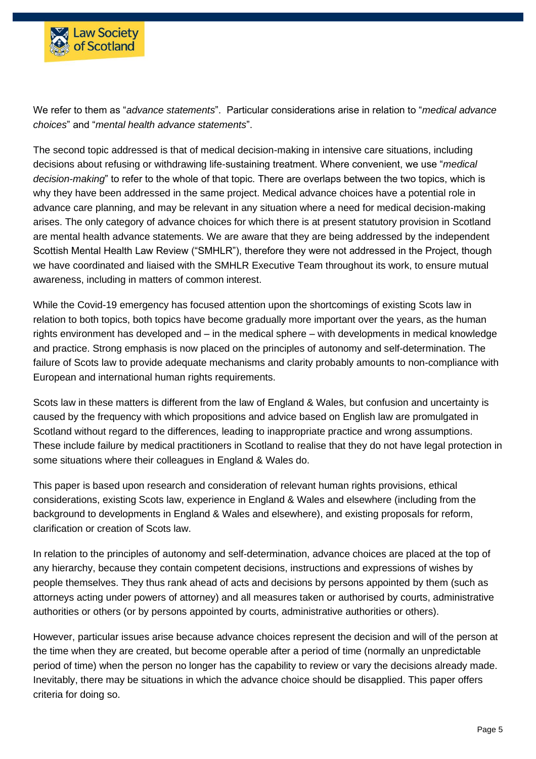We refer to them as "*advance statements*". Particular considerations arise in relation to "*medical advance choices*" and "*mental health advance statements*".

The second topic addressed is that of medical decision-making in intensive care situations, including decisions about refusing or withdrawing life-sustaining treatment. Where convenient, we use "*medical decision-making*" to refer to the whole of that topic. There are overlaps between the two topics, which is why they have been addressed in the same project. Medical advance choices have a potential role in advance care planning, and may be relevant in any situation where a need for medical decision-making arises. The only category of advance choices for which there is at present statutory provision in Scotland are mental health advance statements. We are aware that they are being addressed by the independent Scottish Mental Health Law Review ("SMHLR"), therefore they were not addressed in the Project, though we have coordinated and liaised with the SMHLR Executive Team throughout its work, to ensure mutual awareness, including in matters of common interest.

While the Covid-19 emergency has focused attention upon the shortcomings of existing Scots law in relation to both topics, both topics have become gradually more important over the years, as the human rights environment has developed and – in the medical sphere – with developments in medical knowledge and practice. Strong emphasis is now placed on the principles of autonomy and self-determination. The failure of Scots law to provide adequate mechanisms and clarity probably amounts to non-compliance with European and international human rights requirements.

Scots law in these matters is different from the law of England & Wales, but confusion and uncertainty is caused by the frequency with which propositions and advice based on English law are promulgated in Scotland without regard to the differences, leading to inappropriate practice and wrong assumptions. These include failure by medical practitioners in Scotland to realise that they do not have legal protection in some situations where their colleagues in England & Wales do.

This paper is based upon research and consideration of relevant human rights provisions, ethical considerations, existing Scots law, experience in England & Wales and elsewhere (including from the background to developments in England & Wales and elsewhere), and existing proposals for reform, clarification or creation of Scots law.

In relation to the principles of autonomy and self-determination, advance choices are placed at the top of any hierarchy, because they contain competent decisions, instructions and expressions of wishes by people themselves. They thus rank ahead of acts and decisions by persons appointed by them (such as attorneys acting under powers of attorney) and all measures taken or authorised by courts, administrative authorities or others (or by persons appointed by courts, administrative authorities or others).

However, particular issues arise because advance choices represent the decision and will of the person at the time when they are created, but become operable after a period of time (normally an unpredictable period of time) when the person no longer has the capability to review or vary the decisions already made. Inevitably, there may be situations in which the advance choice should be disapplied. This paper offers criteria for doing so.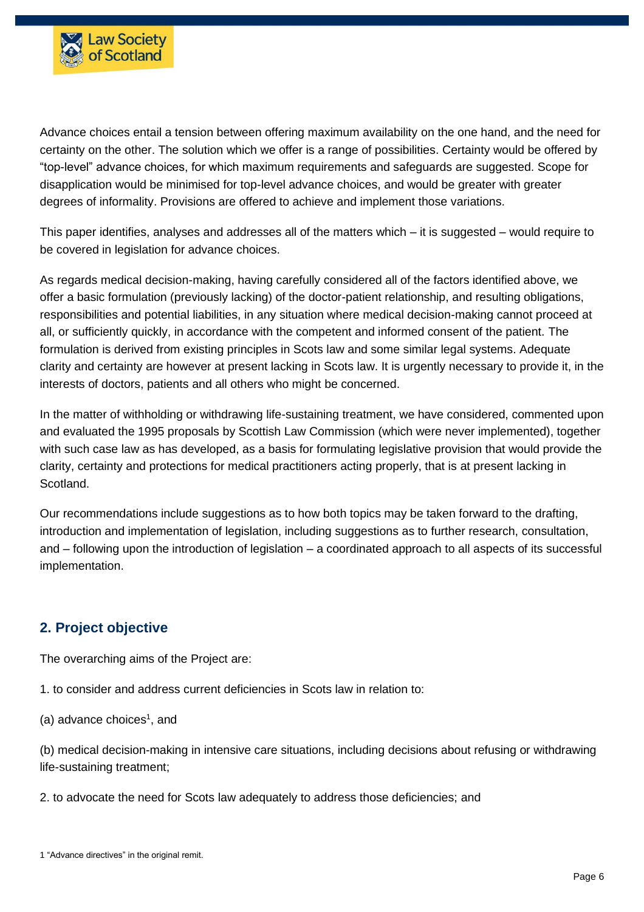Advance choices entail a tension between offering maximum availability on the one hand, and the need for certainty on the other. The solution which we offer is a range of possibilities. Certainty would be offered by "top-level" advance choices, for which maximum requirements and safeguards are suggested. Scope for disapplication would be minimised for top-level advance choices, and would be greater with greater degrees of informality. Provisions are offered to achieve and implement those variations.

This paper identifies, analyses and addresses all of the matters which – it is suggested – would require to be covered in legislation for advance choices.

As regards medical decision-making, having carefully considered all of the factors identified above, we offer a basic formulation (previously lacking) of the doctor-patient relationship, and resulting obligations, responsibilities and potential liabilities, in any situation where medical decision-making cannot proceed at all, or sufficiently quickly, in accordance with the competent and informed consent of the patient. The formulation is derived from existing principles in Scots law and some similar legal systems. Adequate clarity and certainty are however at present lacking in Scots law. It is urgently necessary to provide it, in the interests of doctors, patients and all others who might be concerned.

In the matter of withholding or withdrawing life-sustaining treatment, we have considered, commented upon and evaluated the 1995 proposals by Scottish Law Commission (which were never implemented), together with such case law as has developed, as a basis for formulating legislative provision that would provide the clarity, certainty and protections for medical practitioners acting properly, that is at present lacking in Scotland.

Our recommendations include suggestions as to how both topics may be taken forward to the drafting, introduction and implementation of legislation, including suggestions as to further research, consultation, and – following upon the introduction of legislation – a coordinated approach to all aspects of its successful implementation.

## 2. Project objective

The overarching aims of the Project are:

1. to consider and address current deficiencies in Scots law in relation to:

(a) advance choices[1], and

(b) medical decision-making in intensive care situations, including decisions about refusing or withdrawing life-sustaining treatment;

2. to advocate the need for Scots law adequately to address those deficiencies; and

1 "Advance directives" in the original remit.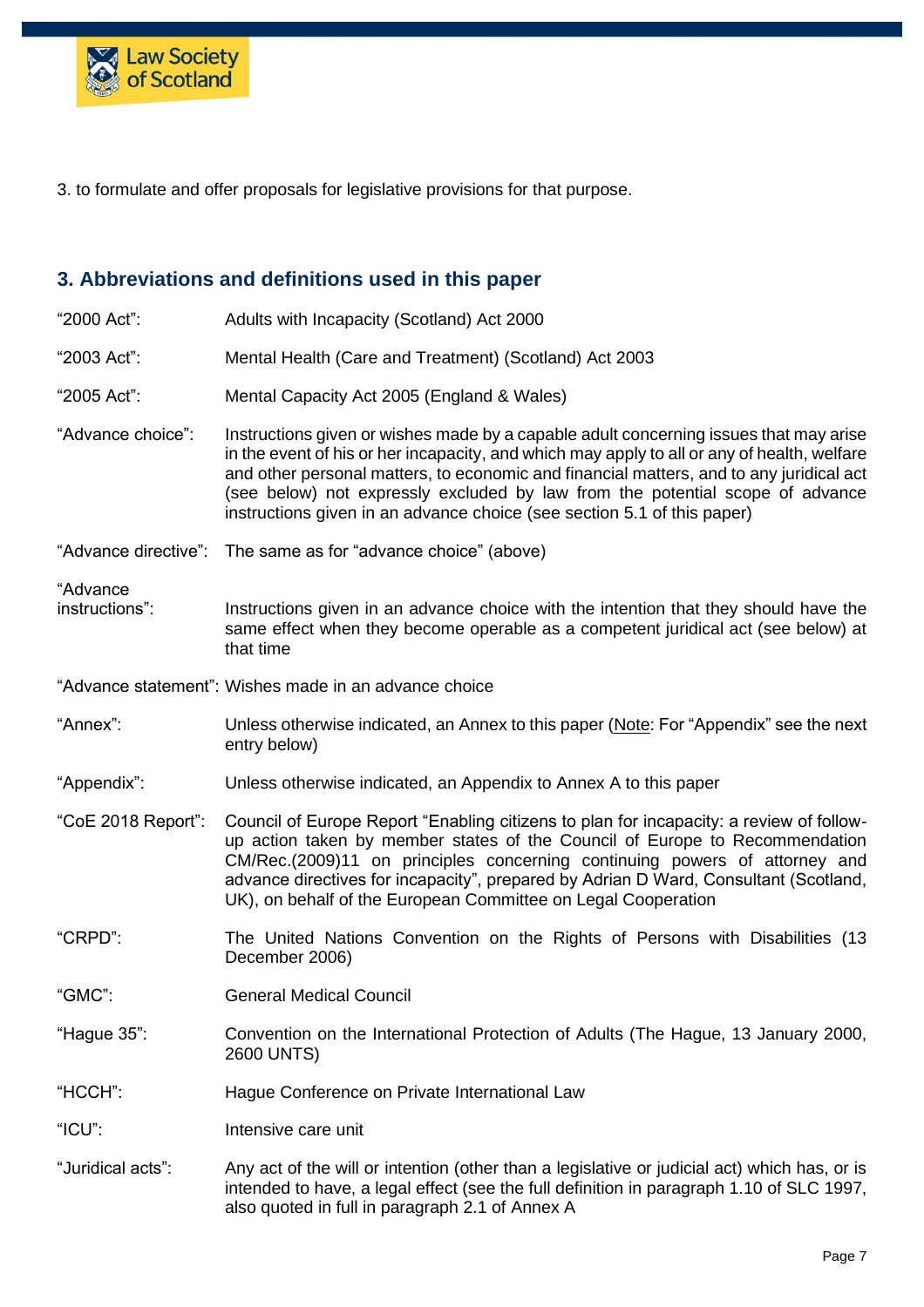3. to formulate and offer proposals for legislative provisions for that purpose.

## 3. Abbreviations and definitions used in this paper

| Term | Definition |
| --- | --- |
| "2000 Act": | Adults with Incapacity (Scotland) Act 2000 |
| "2003 Act": | Mental Health (Care and Treatment) (Scotland) Act 2003 |
| "2005 Act": | Mental Capacity Act 2005 (England & Wales) |
| "Advance choice": | Instructions given or wishes made by a capable adult concerning issues that may arise in the event of his or her incapacity, and which may apply to all or any of health, welfare and other personal matters, to economic and financial matters, and to any juridical act (see below) not expressly excluded by law from the potential scope of advance instructions given in an advance choice (see section 5.1 of this paper) |
| "Advance directive": | The same as for "advance choice" (above) |
| "Advance instructions": | Instructions given in an advance choice with the intention that they should have the same effect when they become operable as a competent juridical act (see below) at that time |
| "Advance statement": | Wishes made in an advance choice |
| "Annex": | Unless otherwise indicated, an Annex to this paper (Note: For "Appendix" see the next entry below) |
| "Appendix": | Unless otherwise indicated, an Appendix to Annex A to this paper |
| "CoE 2018 Report": | Council of Europe Report "Enabling citizens to plan for incapacity: a review of follow-up action taken by member states of the Council of Europe to Recommendation CM/Rec.(2009)11 on principles concerning continuing powers of attorney and advance directives for incapacity", prepared by Adrian D Ward, Consultant (Scotland, UK), on behalf of the European Committee on Legal Cooperation |
| "CRPD": | The United Nations Convention on the Rights of Persons with Disabilities (13 December 2006) |
| "GMC": | General Medical Council |
| "Hague 35": | Convention on the International Protection of Adults (The Hague, 13 January 2000, 2600 UNTS) |
| "HCCH": | Hague Conference on Private International Law |
| "ICU": | Intensive care unit |
| "Juridical acts": | Any act of the will or intention (other than a legislative or judicial act) which has, or is intended to have, a legal effect (see the full definition in paragraph 1.10 of SLC 1997, also quoted in full in paragraph 2.1 of Annex A |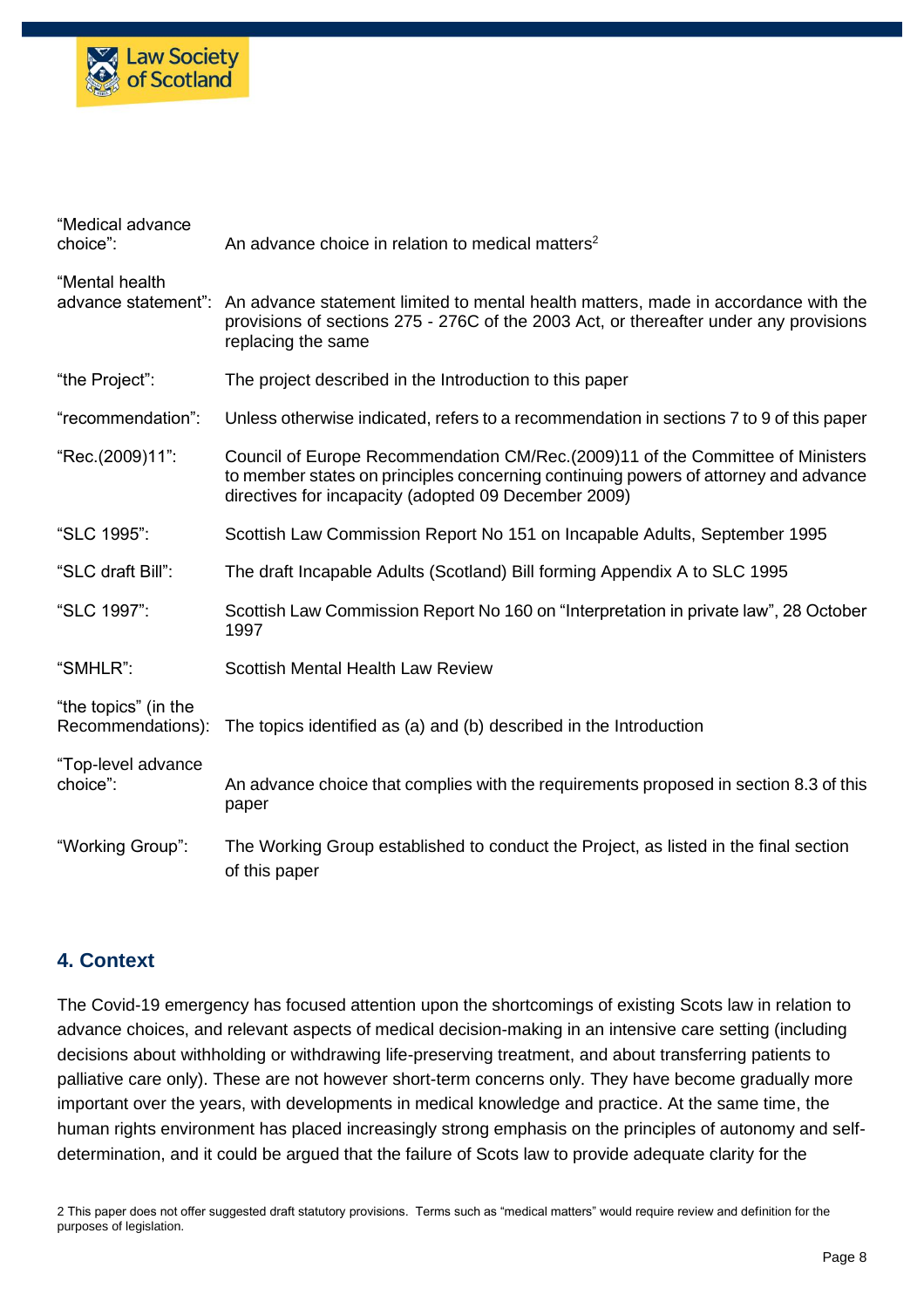| | |
|---|---|
| "Medical advance choice": | An advance choice in relation to medical matters[2] |
| "Mental health advance statement": | An advance statement limited to mental health matters, made in accordance with the provisions of sections 275 - 276C of the 2003 Act, or thereafter under any provisions replacing the same |
| "the Project": | The project described in the Introduction to this paper |
| "recommendation": | Unless otherwise indicated, refers to a recommendation in sections 7 to 9 of this paper |
| "Rec.(2009)11": | Council of Europe Recommendation CM/Rec.(2009)11 of the Committee of Ministers to member states on principles concerning continuing powers of attorney and advance directives for incapacity (adopted 09 December 2009) |
| "SLC 1995": | Scottish Law Commission Report No 151 on Incapable Adults, September 1995 |
| "SLC draft Bill": | The draft Incapable Adults (Scotland) Bill forming Appendix A to SLC 1995 |
| "SLC 1997": | Scottish Law Commission Report No 160 on "Interpretation in private law", 28 October 1997 |
| "SMHLR": | Scottish Mental Health Law Review |
| "the topics" (in the Recommendations): | The topics identified as (a) and (b) described in the Introduction |
| "Top-level advance choice": | An advance choice that complies with the requirements proposed in section 8.3 of this paper |
| "Working Group": | The Working Group established to conduct the Project, as listed in the final section of this paper |

## 4. Context

The Covid-19 emergency has focused attention upon the shortcomings of existing Scots law in relation to advance choices, and relevant aspects of medical decision-making in an intensive care setting (including decisions about withholding or withdrawing life-preserving treatment, and about transferring patients to palliative care only). These are not however short-term concerns only. They have become gradually more important over the years, with developments in medical knowledge and practice. At the same time, the human rights environment has placed increasingly strong emphasis on the principles of autonomy and self-determination, and it could be argued that the failure of Scots law to provide adequate clarity for the

2 This paper does not offer suggested draft statutory provisions. Terms such as "medical matters" would require review and definition for the purposes of legislation.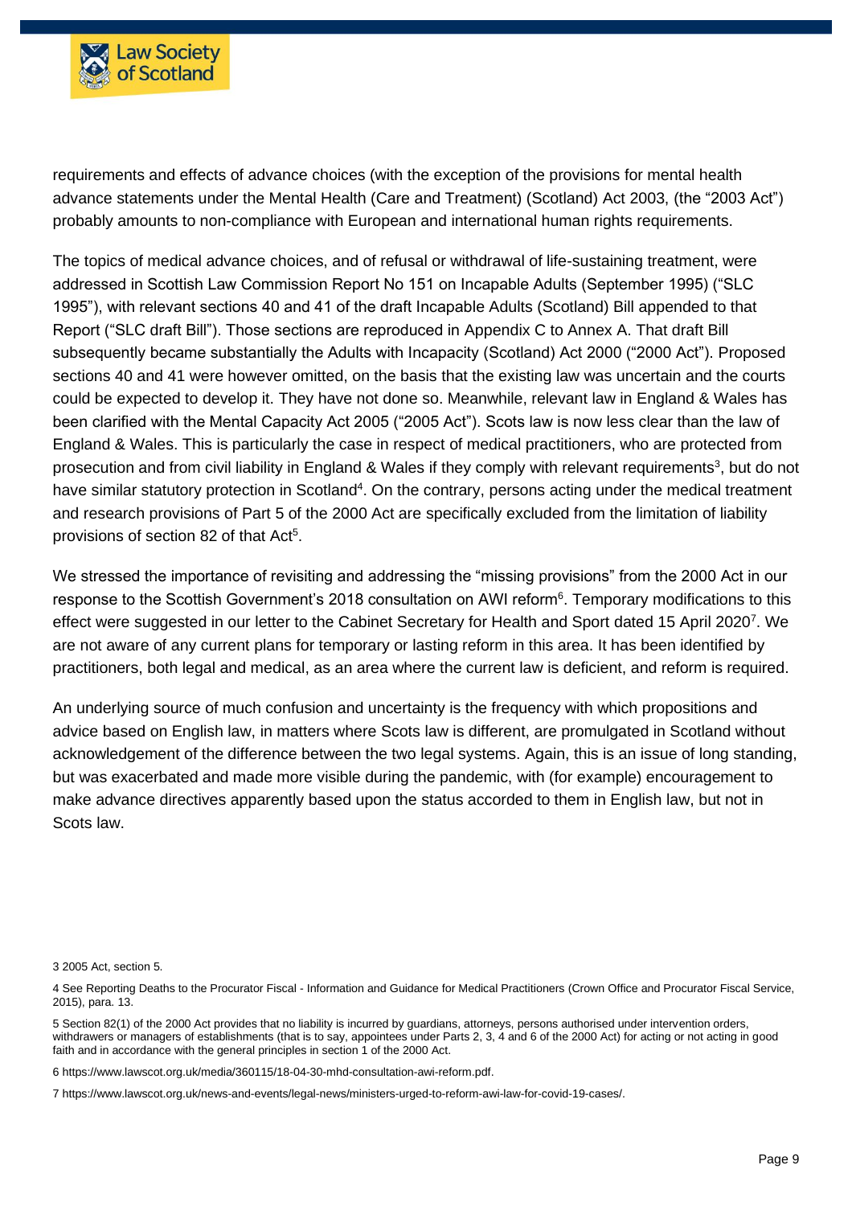requirements and effects of advance choices (with the exception of the provisions for mental health advance statements under the Mental Health (Care and Treatment) (Scotland) Act 2003, (the "2003 Act") probably amounts to non-compliance with European and international human rights requirements.

The topics of medical advance choices, and of refusal or withdrawal of life-sustaining treatment, were addressed in Scottish Law Commission Report No 151 on Incapable Adults (September 1995) ("SLC 1995"), with relevant sections 40 and 41 of the draft Incapable Adults (Scotland) Bill appended to that Report ("SLC draft Bill"). Those sections are reproduced in Appendix C to Annex A. That draft Bill subsequently became substantially the Adults with Incapacity (Scotland) Act 2000 ("2000 Act"). Proposed sections 40 and 41 were however omitted, on the basis that the existing law was uncertain and the courts could be expected to develop it. They have not done so. Meanwhile, relevant law in England & Wales has been clarified with the Mental Capacity Act 2005 ("2005 Act"). Scots law is now less clear than the law of England & Wales. This is particularly the case in respect of medical practitioners, who are protected from prosecution and from civil liability in England & Wales if they comply with relevant requirements[3], but do not have similar statutory protection in Scotland[4]. On the contrary, persons acting under the medical treatment and research provisions of Part 5 of the 2000 Act are specifically excluded from the limitation of liability provisions of section 82 of that Act[5].

We stressed the importance of revisiting and addressing the "missing provisions" from the 2000 Act in our response to the Scottish Government's 2018 consultation on AWI reform[6]. Temporary modifications to this effect were suggested in our letter to the Cabinet Secretary for Health and Sport dated 15 April 2020[7]. We are not aware of any current plans for temporary or lasting reform in this area. It has been identified by practitioners, both legal and medical, as an area where the current law is deficient, and reform is required.

An underlying source of much confusion and uncertainty is the frequency with which propositions and advice based on English law, in matters where Scots law is different, are promulgated in Scotland without acknowledgement of the difference between the two legal systems. Again, this is an issue of long standing, but was exacerbated and made more visible during the pandemic, with (for example) encouragement to make advance directives apparently based upon the status accorded to them in English law, but not in Scots law.

3 2005 Act, section 5.

4 See Reporting Deaths to the Procurator Fiscal - Information and Guidance for Medical Practitioners (Crown Office and Procurator Fiscal Service, 2015), para. 13.

5 Section 82(1) of the 2000 Act provides that no liability is incurred by guardians, attorneys, persons authorised under intervention orders, withdrawers or managers of establishments (that is to say, appointees under Parts 2, 3, 4 and 6 of the 2000 Act) for acting or not acting in good faith and in accordance with the general principles in section 1 of the 2000 Act.

6 https://www.lawscot.org.uk/media/360115/18-04-30-mhd-consultation-awi-reform.pdf.

7 https://www.lawscot.org.uk/news-and-events/legal-news/ministers-urged-to-reform-awi-law-for-covid-19-cases/.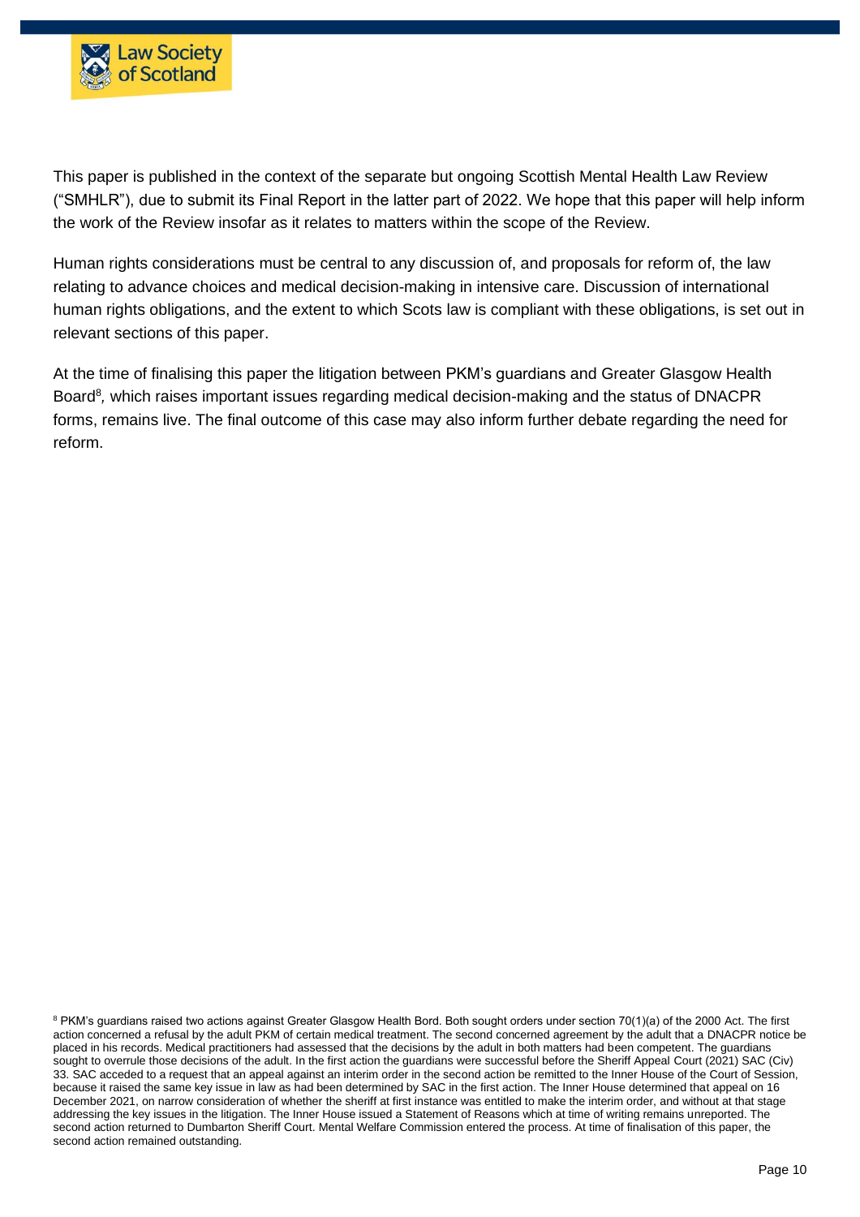This paper is published in the context of the separate but ongoing Scottish Mental Health Law Review ("SMHLR"), due to submit its Final Report in the latter part of 2022. We hope that this paper will help inform the work of the Review insofar as it relates to matters within the scope of the Review.

Human rights considerations must be central to any discussion of, and proposals for reform of, the law relating to advance choices and medical decision-making in intensive care. Discussion of international human rights obligations, and the extent to which Scots law is compliant with these obligations, is set out in relevant sections of this paper.

At the time of finalising this paper the litigation between PKM's guardians and Greater Glasgow Health Board[8], which raises important issues regarding medical decision-making and the status of DNACPR forms, remains live. The final outcome of this case may also inform further debate regarding the need for reform.

[8] PKM's guardians raised two actions against Greater Glasgow Health Bord. Both sought orders under section 70(1)(a) of the 2000 Act. The first action concerned a refusal by the adult PKM of certain medical treatment. The second concerned agreement by the adult that a DNACPR notice be placed in his records. Medical practitioners had assessed that the decisions by the adult in both matters had been competent. The guardians sought to overrule those decisions of the adult. In the first action the guardians were successful before the Sheriff Appeal Court (2021) SAC (Civ) 33. SAC acceded to a request that an appeal against an interim order in the second action be remitted to the Inner House of the Court of Session, because it raised the same key issue in law as had been determined by SAC in the first action. The Inner House determined that appeal on 16 December 2021, on narrow consideration of whether the sheriff at first instance was entitled to make the interim order, and without at that stage addressing the key issues in the litigation. The Inner House issued a Statement of Reasons which at time of writing remains unreported. The second action returned to Dumbarton Sheriff Court. Mental Welfare Commission entered the process. At time of finalisation of this paper, the second action remained outstanding.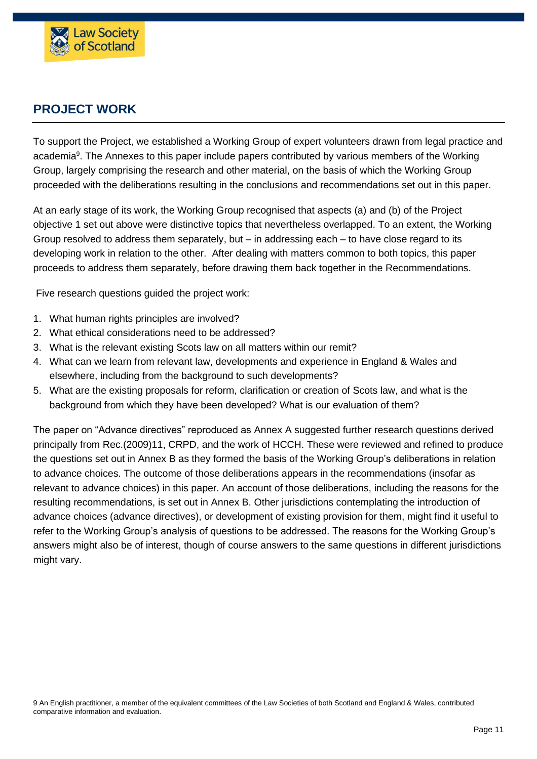## PROJECT WORK

To support the Project, we established a Working Group of expert volunteers drawn from legal practice and academia[9]. The Annexes to this paper include papers contributed by various members of the Working Group, largely comprising the research and other material, on the basis of which the Working Group proceeded with the deliberations resulting in the conclusions and recommendations set out in this paper.

At an early stage of its work, the Working Group recognised that aspects (a) and (b) of the Project objective 1 set out above were distinctive topics that nevertheless overlapped. To an extent, the Working Group resolved to address them separately, but – in addressing each – to have close regard to its developing work in relation to the other. After dealing with matters common to both topics, this paper proceeds to address them separately, before drawing them back together in the Recommendations.

Five research questions guided the project work:

1. What human rights principles are involved?
2. What ethical considerations need to be addressed?
3. What is the relevant existing Scots law on all matters within our remit?
4. What can we learn from relevant law, developments and experience in England & Wales and elsewhere, including from the background to such developments?
5. What are the existing proposals for reform, clarification or creation of Scots law, and what is the background from which they have been developed? What is our evaluation of them?

The paper on "Advance directives" reproduced as Annex A suggested further research questions derived principally from Rec.(2009)11, CRPD, and the work of HCCH. These were reviewed and refined to produce the questions set out in Annex B as they formed the basis of the Working Group's deliberations in relation to advance choices. The outcome of those deliberations appears in the recommendations (insofar as relevant to advance choices) in this paper. An account of those deliberations, including the reasons for the resulting recommendations, is set out in Annex B. Other jurisdictions contemplating the introduction of advance choices (advance directives), or development of existing provision for them, might find it useful to refer to the Working Group's analysis of questions to be addressed. The reasons for the Working Group's answers might also be of interest, though of course answers to the same questions in different jurisdictions might vary.

9 An English practitioner, a member of the equivalent committees of the Law Societies of both Scotland and England & Wales, contributed comparative information and evaluation.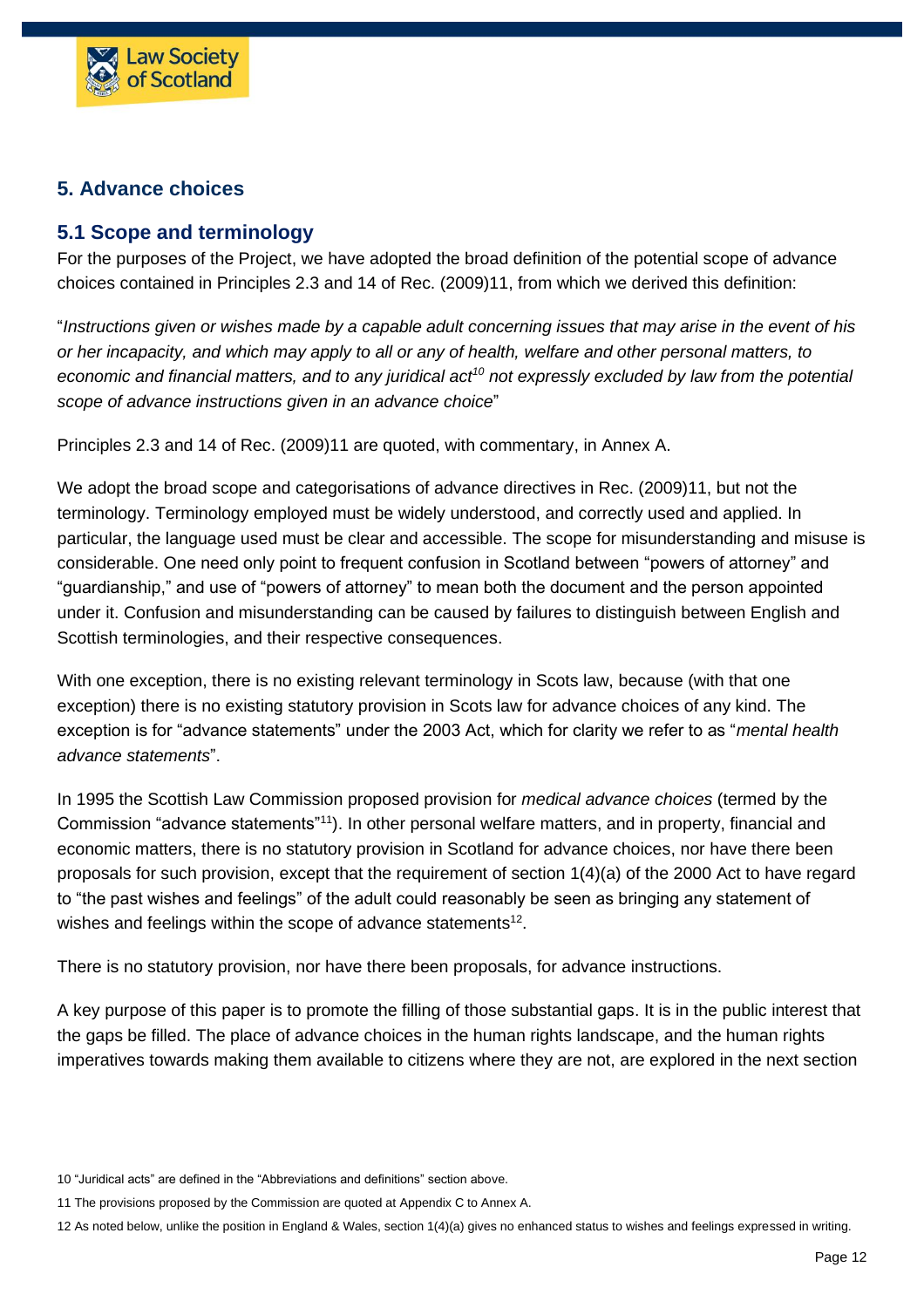## 5. Advance choices

### 5.1 Scope and terminology

For the purposes of the Project, we have adopted the broad definition of the potential scope of advance choices contained in Principles 2.3 and 14 of Rec. (2009)11, from which we derived this definition:

"*Instructions given or wishes made by a capable adult concerning issues that may arise in the event of his or her incapacity, and which may apply to all or any of health, welfare and other personal matters, to economic and financial matters, and to any juridical act*[10] *not expressly excluded by law from the potential scope of advance instructions given in an advance choice*"

Principles 2.3 and 14 of Rec. (2009)11 are quoted, with commentary, in Annex A.

We adopt the broad scope and categorisations of advance directives in Rec. (2009)11, but not the terminology. Terminology employed must be widely understood, and correctly used and applied. In particular, the language used must be clear and accessible. The scope for misunderstanding and misuse is considerable. One need only point to frequent confusion in Scotland between "powers of attorney" and "guardianship," and use of "powers of attorney" to mean both the document and the person appointed under it. Confusion and misunderstanding can be caused by failures to distinguish between English and Scottish terminologies, and their respective consequences.

With one exception, there is no existing relevant terminology in Scots law, because (with that one exception) there is no existing statutory provision in Scots law for advance choices of any kind. The exception is for "advance statements" under the 2003 Act, which for clarity we refer to as "*mental health advance statements*".

In 1995 the Scottish Law Commission proposed provision for *medical advance choices* (termed by the Commission "advance statements"[11]). In other personal welfare matters, and in property, financial and economic matters, there is no statutory provision in Scotland for advance choices, nor have there been proposals for such provision, except that the requirement of section 1(4)(a) of the 2000 Act to have regard to "the past wishes and feelings" of the adult could reasonably be seen as bringing any statement of wishes and feelings within the scope of advance statements[12].

There is no statutory provision, nor have there been proposals, for advance instructions.

A key purpose of this paper is to promote the filling of those substantial gaps. It is in the public interest that the gaps be filled. The place of advance choices in the human rights landscape, and the human rights imperatives towards making them available to citizens where they are not, are explored in the next section

10 "Juridical acts" are defined in the "Abbreviations and definitions" section above.

11 The provisions proposed by the Commission are quoted at Appendix C to Annex A.

12 As noted below, unlike the position in England & Wales, section 1(4)(a) gives no enhanced status to wishes and feelings expressed in writing.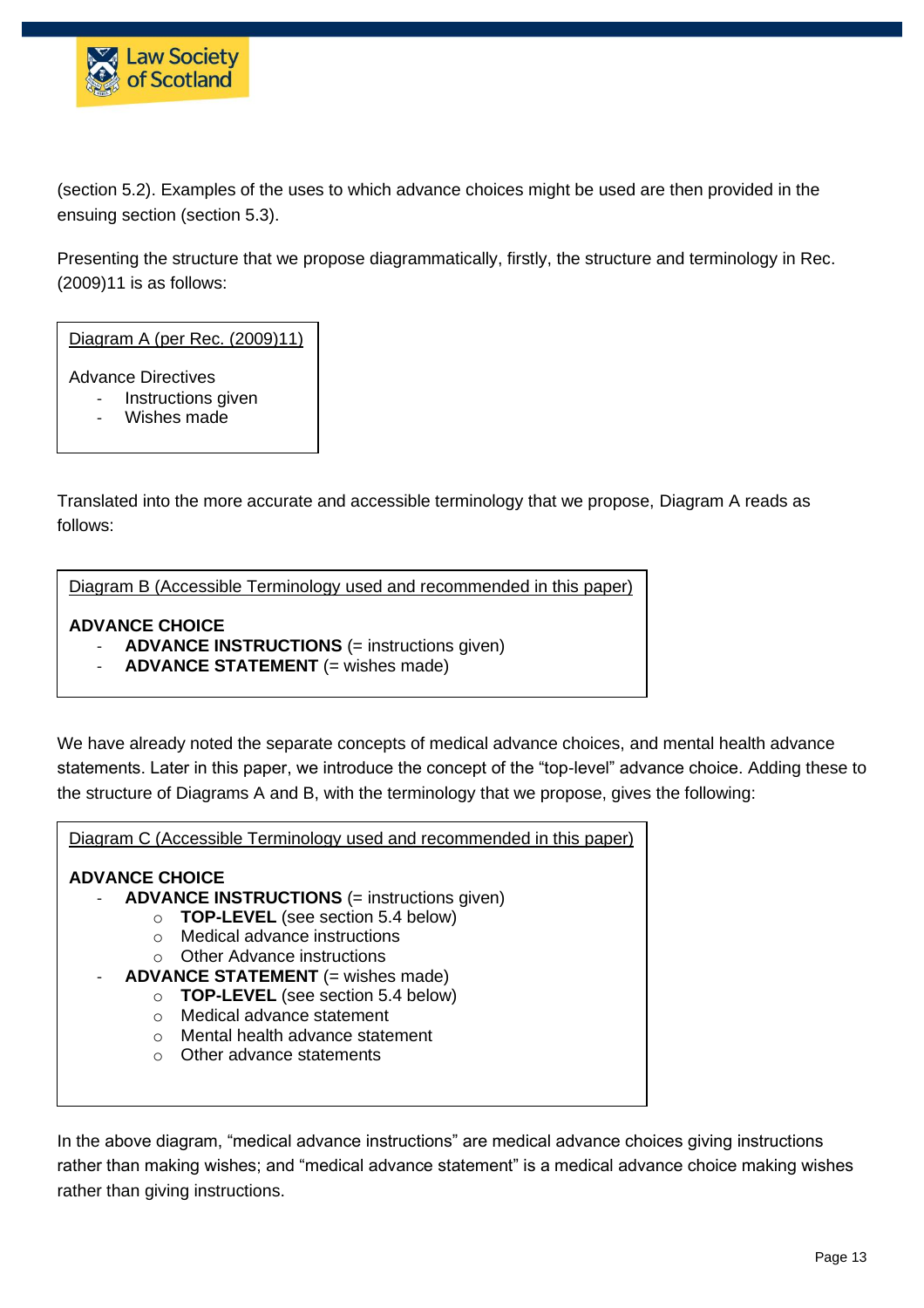(section 5.2). Examples of the uses to which advance choices might be used are then provided in the ensuing section (section 5.3).

Presenting the structure that we propose diagrammatically, firstly, the structure and terminology in Rec. (2009)11 is as follows:

> <u>Diagram A (per Rec. (2009)11)</u>
>
> Advance Directives
> - Instructions given
> - Wishes made

Translated into the more accurate and accessible terminology that we propose, Diagram A reads as follows:

> <u>Diagram B (Accessible Terminology used and recommended in this paper)</u>
>
> **ADVANCE CHOICE**
> - **ADVANCE INSTRUCTIONS** (= instructions given)
> - **ADVANCE STATEMENT** (= wishes made)

We have already noted the separate concepts of medical advance choices, and mental health advance statements. Later in this paper, we introduce the concept of the "top-level" advance choice. Adding these to the structure of Diagrams A and B, with the terminology that we propose, gives the following:

> <u>Diagram C (Accessible Terminology used and recommended in this paper)</u>
>
> **ADVANCE CHOICE**
> - **ADVANCE INSTRUCTIONS** (= instructions given)
>   - **TOP-LEVEL** (see section 5.4 below)
>   - Medical advance instructions
>   - Other Advance instructions
> - **ADVANCE STATEMENT** (= wishes made)
>   - **TOP-LEVEL** (see section 5.4 below)
>   - Medical advance statement
>   - Mental health advance statement
>   - Other advance statements

In the above diagram, "medical advance instructions" are medical advance choices giving instructions rather than making wishes; and "medical advance statement" is a medical advance choice making wishes rather than giving instructions.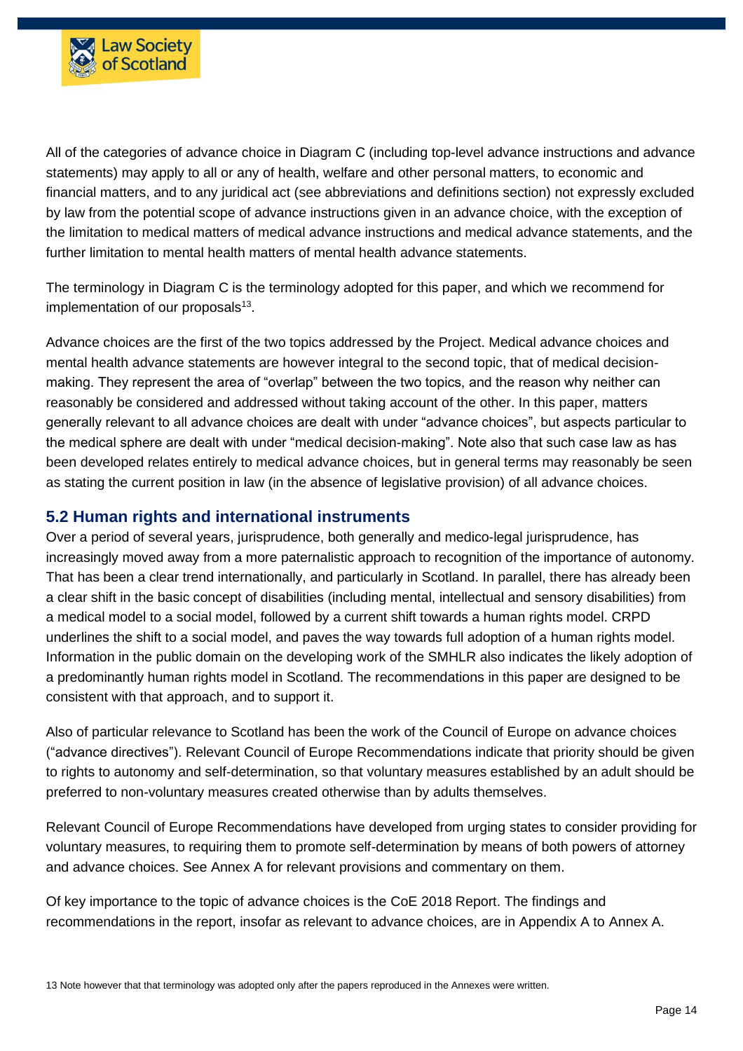All of the categories of advance choice in Diagram C (including top-level advance instructions and advance statements) may apply to all or any of health, welfare and other personal matters, to economic and financial matters, and to any juridical act (see abbreviations and definitions section) not expressly excluded by law from the potential scope of advance instructions given in an advance choice, with the exception of the limitation to medical matters of medical advance instructions and medical advance statements, and the further limitation to mental health matters of mental health advance statements.

The terminology in Diagram C is the terminology adopted for this paper, and which we recommend for implementation of our proposals[13].

Advance choices are the first of the two topics addressed by the Project. Medical advance choices and mental health advance statements are however integral to the second topic, that of medical decision-making. They represent the area of "overlap" between the two topics, and the reason why neither can reasonably be considered and addressed without taking account of the other. In this paper, matters generally relevant to all advance choices are dealt with under "advance choices", but aspects particular to the medical sphere are dealt with under "medical decision-making". Note also that such case law as has been developed relates entirely to medical advance choices, but in general terms may reasonably be seen as stating the current position in law (in the absence of legislative provision) of all advance choices.

## 5.2 Human rights and international instruments

Over a period of several years, jurisprudence, both generally and medico-legal jurisprudence, has increasingly moved away from a more paternalistic approach to recognition of the importance of autonomy. That has been a clear trend internationally, and particularly in Scotland. In parallel, there has already been a clear shift in the basic concept of disabilities (including mental, intellectual and sensory disabilities) from a medical model to a social model, followed by a current shift towards a human rights model. CRPD underlines the shift to a social model, and paves the way towards full adoption of a human rights model. Information in the public domain on the developing work of the SMHLR also indicates the likely adoption of a predominantly human rights model in Scotland. The recommendations in this paper are designed to be consistent with that approach, and to support it.

Also of particular relevance to Scotland has been the work of the Council of Europe on advance choices ("advance directives"). Relevant Council of Europe Recommendations indicate that priority should be given to rights to autonomy and self-determination, so that voluntary measures established by an adult should be preferred to non-voluntary measures created otherwise than by adults themselves.

Relevant Council of Europe Recommendations have developed from urging states to consider providing for voluntary measures, to requiring them to promote self-determination by means of both powers of attorney and advance choices. See Annex A for relevant provisions and commentary on them.

Of key importance to the topic of advance choices is the CoE 2018 Report. The findings and recommendations in the report, insofar as relevant to advance choices, are in Appendix A to Annex A.

13 Note however that that terminology was adopted only after the papers reproduced in the Annexes were written.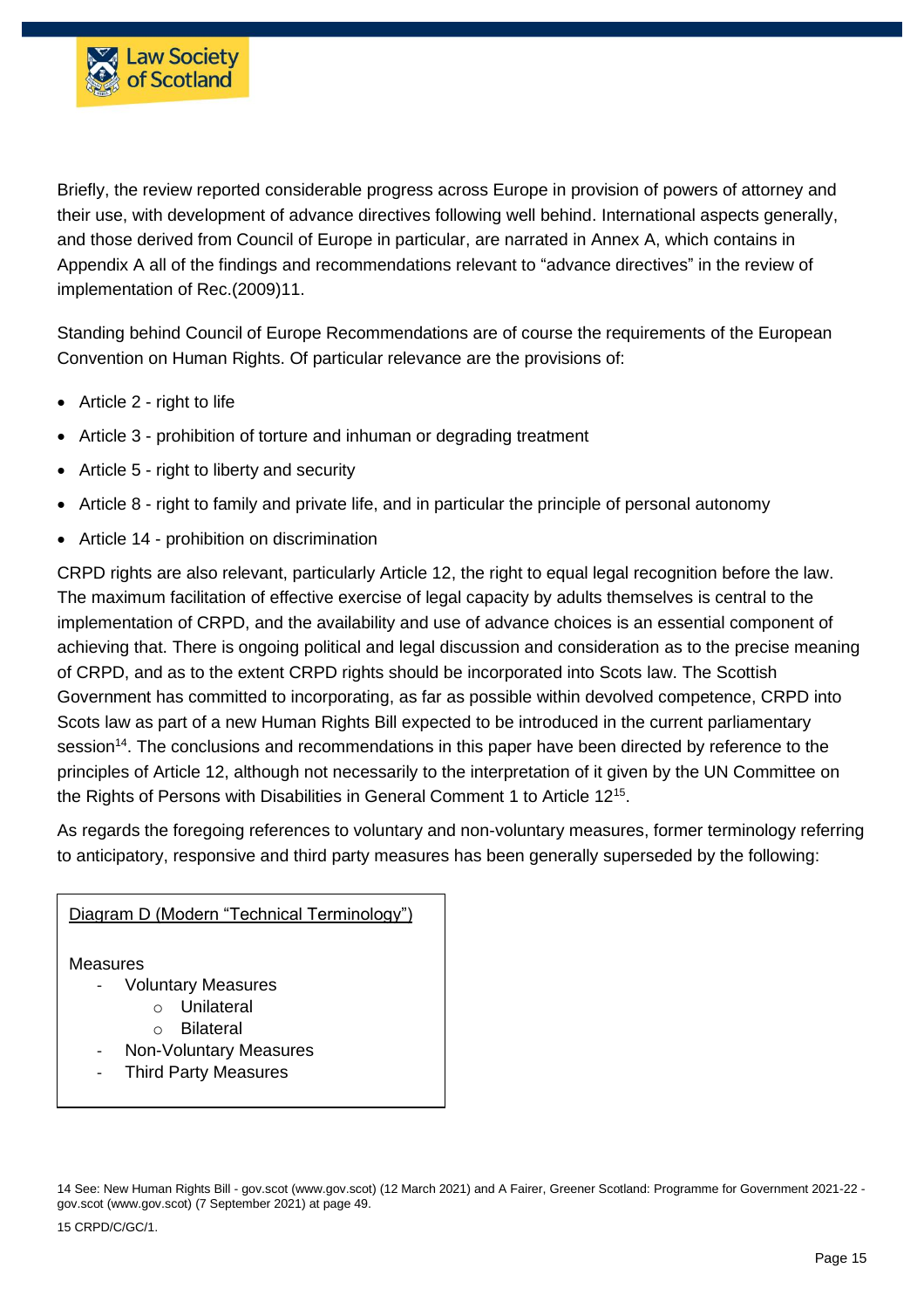Briefly, the review reported considerable progress across Europe in provision of powers of attorney and their use, with development of advance directives following well behind. International aspects generally, and those derived from Council of Europe in particular, are narrated in Annex A, which contains in Appendix A all of the findings and recommendations relevant to “advance directives” in the review of implementation of Rec.(2009)11.

Standing behind Council of Europe Recommendations are of course the requirements of the European Convention on Human Rights. Of particular relevance are the provisions of:

- Article 2 - right to life
- Article 3 - prohibition of torture and inhuman or degrading treatment
- Article 5 - right to liberty and security
- Article 8 - right to family and private life, and in particular the principle of personal autonomy
- Article 14 - prohibition on discrimination

CRPD rights are also relevant, particularly Article 12, the right to equal legal recognition before the law. The maximum facilitation of effective exercise of legal capacity by adults themselves is central to the implementation of CRPD, and the availability and use of advance choices is an essential component of achieving that. There is ongoing political and legal discussion and consideration as to the precise meaning of CRPD, and as to the extent CRPD rights should be incorporated into Scots law. The Scottish Government has committed to incorporating, as far as possible within devolved competence, CRPD into Scots law as part of a new Human Rights Bill expected to be introduced in the current parliamentary session[14]. The conclusions and recommendations in this paper have been directed by reference to the principles of Article 12, although not necessarily to the interpretation of it given by the UN Committee on the Rights of Persons with Disabilities in General Comment 1 to Article 12[15].

As regards the foregoing references to voluntary and non-voluntary measures, former terminology referring to anticipatory, responsive and third party measures has been generally superseded by the following:

<u>Diagram D (Modern “Technical Terminology”)</u>

Measures

- Voluntary Measures
  - Unilateral
  - Bilateral
- Non-Voluntary Measures
- Third Party Measures

14 See: New Human Rights Bill - gov.scot (www.gov.scot) (12 March 2021) and A Fairer, Greener Scotland: Programme for Government 2021-22 - gov.scot (www.gov.scot) (7 September 2021) at page 49.

15 CRPD/C/GC/1.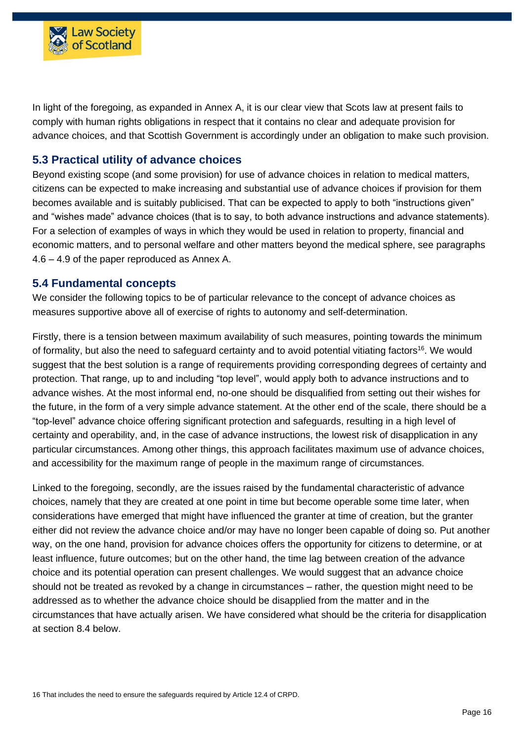In light of the foregoing, as expanded in Annex A, it is our clear view that Scots law at present fails to comply with human rights obligations in respect that it contains no clear and adequate provision for advance choices, and that Scottish Government is accordingly under an obligation to make such provision.

## 5.3 Practical utility of advance choices

Beyond existing scope (and some provision) for use of advance choices in relation to medical matters, citizens can be expected to make increasing and substantial use of advance choices if provision for them becomes available and is suitably publicised. That can be expected to apply to both "instructions given" and "wishes made" advance choices (that is to say, to both advance instructions and advance statements). For a selection of examples of ways in which they would be used in relation to property, financial and economic matters, and to personal welfare and other matters beyond the medical sphere, see paragraphs 4.6 – 4.9 of the paper reproduced as Annex A.

## 5.4 Fundamental concepts

We consider the following topics to be of particular relevance to the concept of advance choices as measures supportive above all of exercise of rights to autonomy and self-determination.

Firstly, there is a tension between maximum availability of such measures, pointing towards the minimum of formality, but also the need to safeguard certainty and to avoid potential vitiating factors[16]. We would suggest that the best solution is a range of requirements providing corresponding degrees of certainty and protection. That range, up to and including "top level", would apply both to advance instructions and to advance wishes. At the most informal end, no-one should be disqualified from setting out their wishes for the future, in the form of a very simple advance statement. At the other end of the scale, there should be a "top-level" advance choice offering significant protection and safeguards, resulting in a high level of certainty and operability, and, in the case of advance instructions, the lowest risk of disapplication in any particular circumstances. Among other things, this approach facilitates maximum use of advance choices, and accessibility for the maximum range of people in the maximum range of circumstances.

Linked to the foregoing, secondly, are the issues raised by the fundamental characteristic of advance choices, namely that they are created at one point in time but become operable some time later, when considerations have emerged that might have influenced the granter at time of creation, but the granter either did not review the advance choice and/or may have no longer been capable of doing so. Put another way, on the one hand, provision for advance choices offers the opportunity for citizens to determine, or at least influence, future outcomes; but on the other hand, the time lag between creation of the advance choice and its potential operation can present challenges. We would suggest that an advance choice should not be treated as revoked by a change in circumstances – rather, the question might need to be addressed as to whether the advance choice should be disapplied from the matter and in the circumstances that have actually arisen. We have considered what should be the criteria for disapplication at section 8.4 below.

16 That includes the need to ensure the safeguards required by Article 12.4 of CRPD.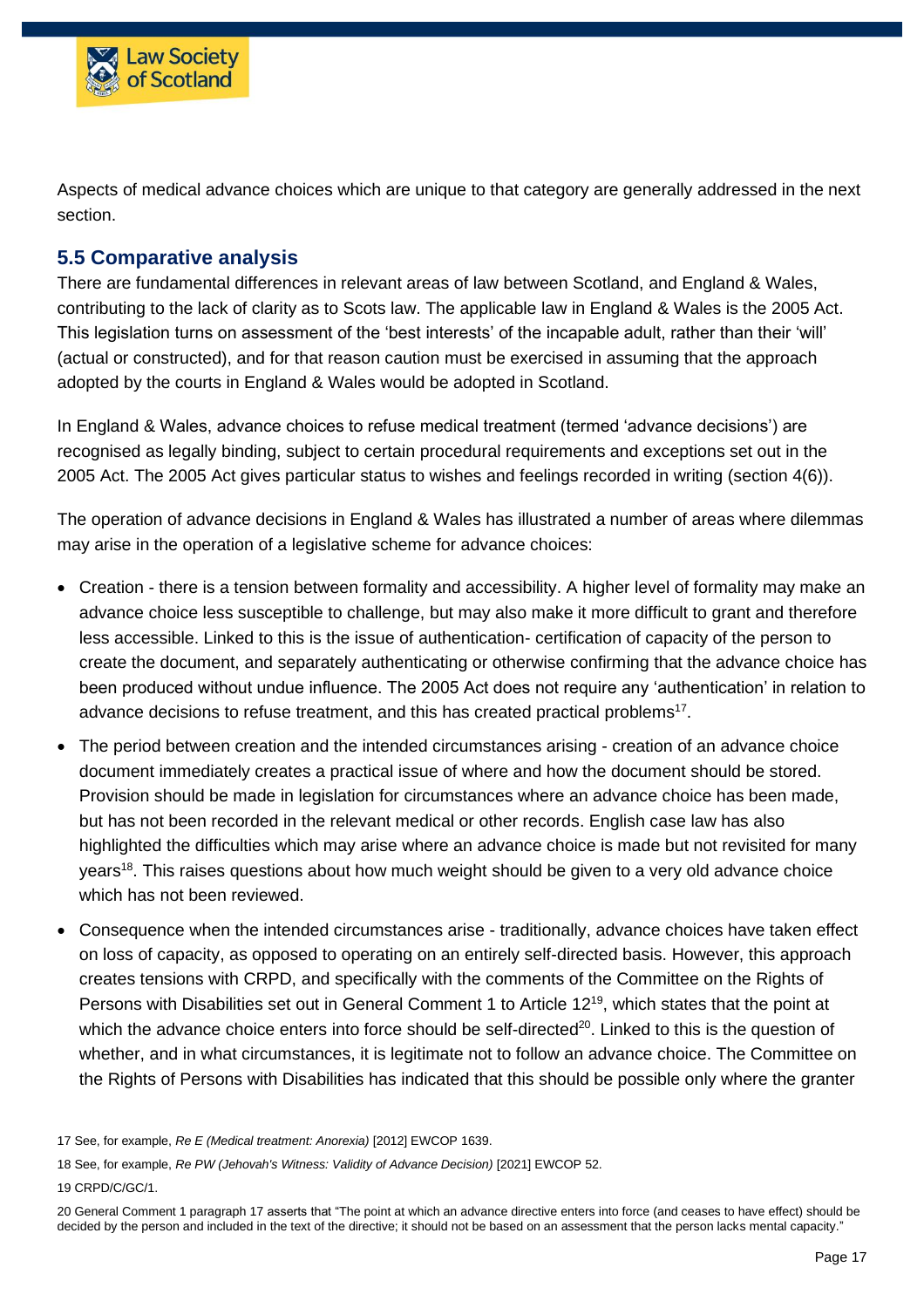Aspects of medical advance choices which are unique to that category are generally addressed in the next section.

## 5.5 Comparative analysis

There are fundamental differences in relevant areas of law between Scotland, and England & Wales, contributing to the lack of clarity as to Scots law. The applicable law in England & Wales is the 2005 Act. This legislation turns on assessment of the 'best interests' of the incapable adult, rather than their 'will' (actual or constructed), and for that reason caution must be exercised in assuming that the approach adopted by the courts in England & Wales would be adopted in Scotland.

In England & Wales, advance choices to refuse medical treatment (termed 'advance decisions') are recognised as legally binding, subject to certain procedural requirements and exceptions set out in the 2005 Act. The 2005 Act gives particular status to wishes and feelings recorded in writing (section 4(6)).

The operation of advance decisions in England & Wales has illustrated a number of areas where dilemmas may arise in the operation of a legislative scheme for advance choices:

- Creation - there is a tension between formality and accessibility. A higher level of formality may make an advance choice less susceptible to challenge, but may also make it more difficult to grant and therefore less accessible. Linked to this is the issue of authentication- certification of capacity of the person to create the document, and separately authenticating or otherwise confirming that the advance choice has been produced without undue influence. The 2005 Act does not require any 'authentication' in relation to advance decisions to refuse treatment, and this has created practical problems[17].
- The period between creation and the intended circumstances arising - creation of an advance choice document immediately creates a practical issue of where and how the document should be stored. Provision should be made in legislation for circumstances where an advance choice has been made, but has not been recorded in the relevant medical or other records. English case law has also highlighted the difficulties which may arise where an advance choice is made but not revisited for many years[18]. This raises questions about how much weight should be given to a very old advance choice which has not been reviewed.
- Consequence when the intended circumstances arise - traditionally, advance choices have taken effect on loss of capacity, as opposed to operating on an entirely self-directed basis. However, this approach creates tensions with CRPD, and specifically with the comments of the Committee on the Rights of Persons with Disabilities set out in General Comment 1 to Article 12[19], which states that the point at which the advance choice enters into force should be self-directed[20]. Linked to this is the question of whether, and in what circumstances, it is legitimate not to follow an advance choice. The Committee on the Rights of Persons with Disabilities has indicated that this should be possible only where the granter

17 See, for example, *Re E (Medical treatment: Anorexia)* [2012] EWCOP 1639.

18 See, for example, *Re PW (Jehovah's Witness: Validity of Advance Decision)* [2021] EWCOP 52.

19 CRPD/C/GC/1.

20 General Comment 1 paragraph 17 asserts that "The point at which an advance directive enters into force (and ceases to have effect) should be decided by the person and included in the text of the directive; it should not be based on an assessment that the person lacks mental capacity."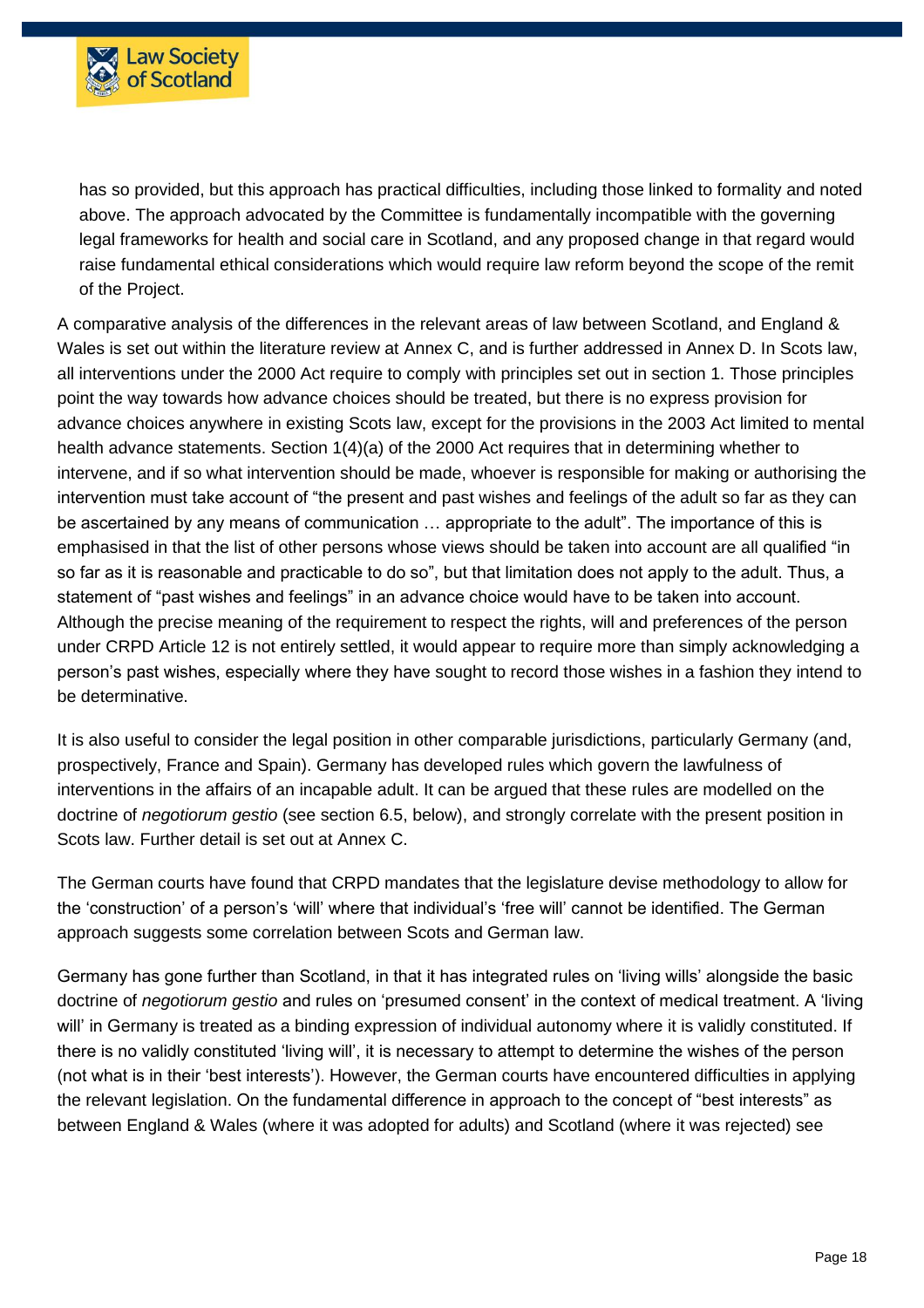has so provided, but this approach has practical difficulties, including those linked to formality and noted above. The approach advocated by the Committee is fundamentally incompatible with the governing legal frameworks for health and social care in Scotland, and any proposed change in that regard would raise fundamental ethical considerations which would require law reform beyond the scope of the remit of the Project.

A comparative analysis of the differences in the relevant areas of law between Scotland, and England & Wales is set out within the literature review at Annex C, and is further addressed in Annex D. In Scots law, all interventions under the 2000 Act require to comply with principles set out in section 1. Those principles point the way towards how advance choices should be treated, but there is no express provision for advance choices anywhere in existing Scots law, except for the provisions in the 2003 Act limited to mental health advance statements. Section 1(4)(a) of the 2000 Act requires that in determining whether to intervene, and if so what intervention should be made, whoever is responsible for making or authorising the intervention must take account of "the present and past wishes and feelings of the adult so far as they can be ascertained by any means of communication … appropriate to the adult". The importance of this is emphasised in that the list of other persons whose views should be taken into account are all qualified "in so far as it is reasonable and practicable to do so", but that limitation does not apply to the adult. Thus, a statement of "past wishes and feelings" in an advance choice would have to be taken into account. Although the precise meaning of the requirement to respect the rights, will and preferences of the person under CRPD Article 12 is not entirely settled, it would appear to require more than simply acknowledging a person's past wishes, especially where they have sought to record those wishes in a fashion they intend to be determinative.

It is also useful to consider the legal position in other comparable jurisdictions, particularly Germany (and, prospectively, France and Spain). Germany has developed rules which govern the lawfulness of interventions in the affairs of an incapable adult. It can be argued that these rules are modelled on the doctrine of *negotiorum gestio* (see section 6.5, below), and strongly correlate with the present position in Scots law. Further detail is set out at Annex C.

The German courts have found that CRPD mandates that the legislature devise methodology to allow for the 'construction' of a person's 'will' where that individual's 'free will' cannot be identified. The German approach suggests some correlation between Scots and German law.

Germany has gone further than Scotland, in that it has integrated rules on 'living wills' alongside the basic doctrine of *negotiorum gestio* and rules on 'presumed consent' in the context of medical treatment. A 'living will' in Germany is treated as a binding expression of individual autonomy where it is validly constituted. If there is no validly constituted 'living will', it is necessary to attempt to determine the wishes of the person (not what is in their 'best interests'). However, the German courts have encountered difficulties in applying the relevant legislation. On the fundamental difference in approach to the concept of "best interests" as between England & Wales (where it was adopted for adults) and Scotland (where it was rejected) see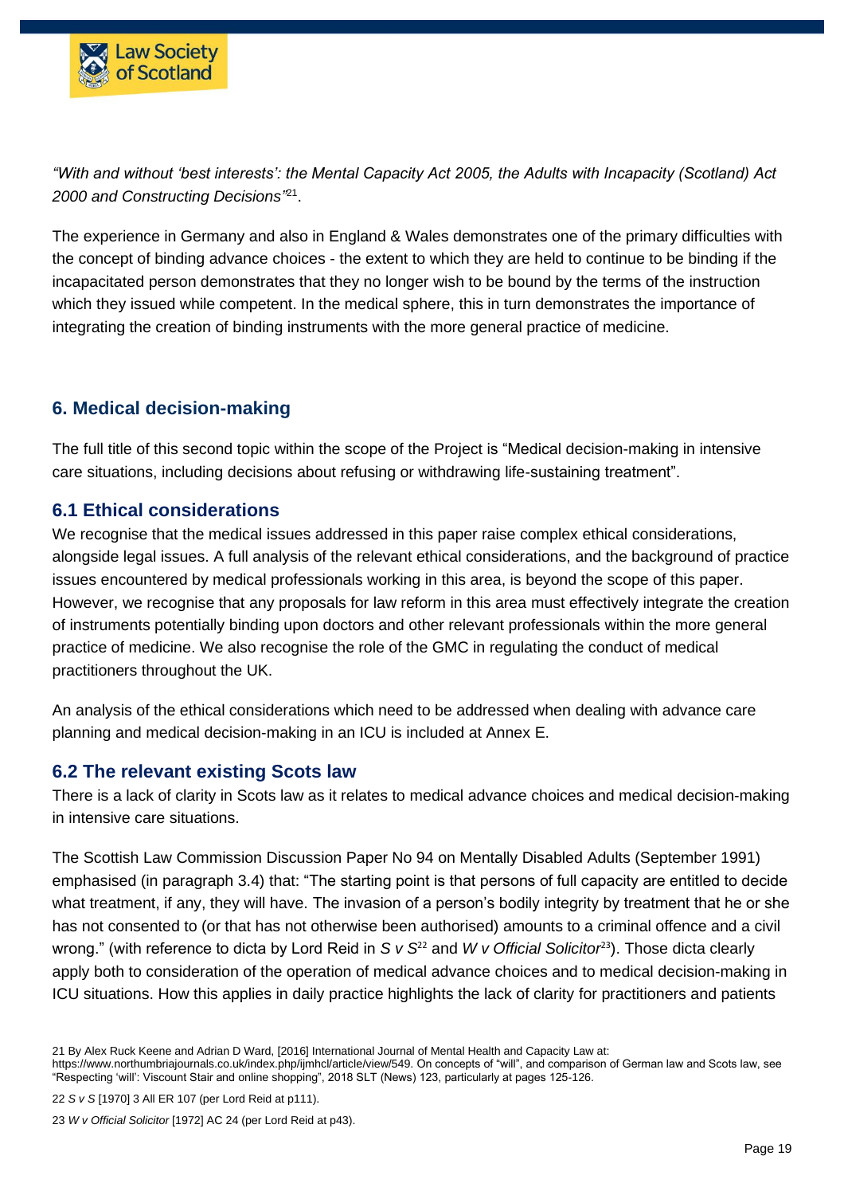*"With and without 'best interests': the Mental Capacity Act 2005, the Adults with Incapacity (Scotland) Act 2000 and Constructing Decisions"*[21].

The experience in Germany and also in England & Wales demonstrates one of the primary difficulties with the concept of binding advance choices - the extent to which they are held to continue to be binding if the incapacitated person demonstrates that they no longer wish to be bound by the terms of the instruction which they issued while competent. In the medical sphere, this in turn demonstrates the importance of integrating the creation of binding instruments with the more general practice of medicine.

## 6. Medical decision-making

The full title of this second topic within the scope of the Project is "Medical decision-making in intensive care situations, including decisions about refusing or withdrawing life-sustaining treatment".

### 6.1 Ethical considerations

We recognise that the medical issues addressed in this paper raise complex ethical considerations, alongside legal issues. A full analysis of the relevant ethical considerations, and the background of practice issues encountered by medical professionals working in this area, is beyond the scope of this paper. However, we recognise that any proposals for law reform in this area must effectively integrate the creation of instruments potentially binding upon doctors and other relevant professionals within the more general practice of medicine. We also recognise the role of the GMC in regulating the conduct of medical practitioners throughout the UK.

An analysis of the ethical considerations which need to be addressed when dealing with advance care planning and medical decision-making in an ICU is included at Annex E.

### 6.2 The relevant existing Scots law

There is a lack of clarity in Scots law as it relates to medical advance choices and medical decision-making in intensive care situations.

The Scottish Law Commission Discussion Paper No 94 on Mentally Disabled Adults (September 1991) emphasised (in paragraph 3.4) that: "The starting point is that persons of full capacity are entitled to decide what treatment, if any, they will have. The invasion of a person's bodily integrity by treatment that he or she has not consented to (or that has not otherwise been authorised) amounts to a criminal offence and a civil wrong." (with reference to dicta by Lord Reid in *S v S*[22] and *W v Official Solicitor*[23]). Those dicta clearly apply both to consideration of the operation of medical advance choices and to medical decision-making in ICU situations. How this applies in daily practice highlights the lack of clarity for practitioners and patients

21 By Alex Ruck Keene and Adrian D Ward, [2016] International Journal of Mental Health and Capacity Law at: https://www.northumbriajournals.co.uk/index.php/ijmhcl/article/view/549. On concepts of "will", and comparison of German law and Scots law, see "Respecting 'will': Viscount Stair and online shopping", 2018 SLT (News) 123, particularly at pages 125-126.

22 *S v S* [1970] 3 All ER 107 (per Lord Reid at p111).

23 *W v Official Solicitor* [1972] AC 24 (per Lord Reid at p43).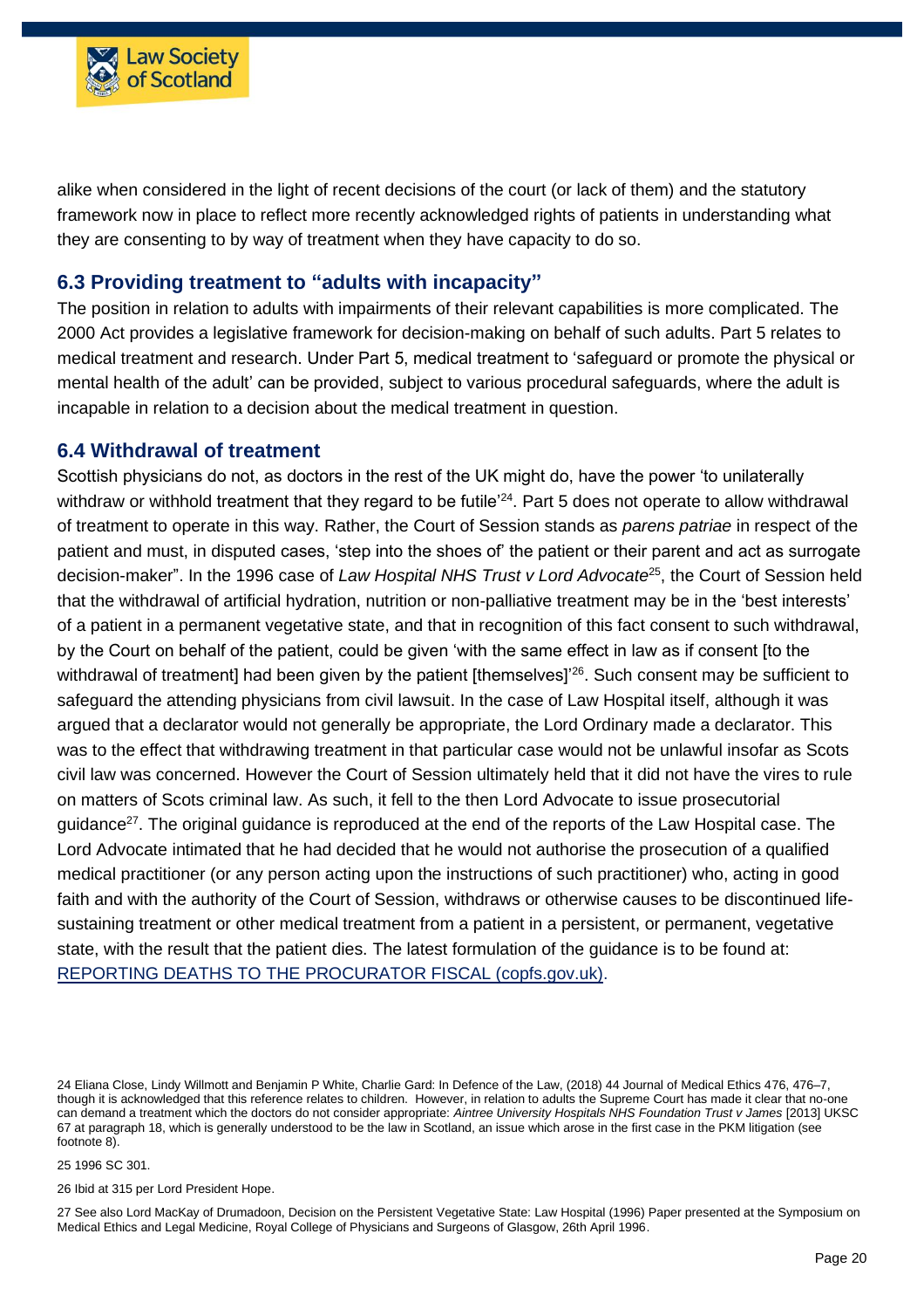alike when considered in the light of recent decisions of the court (or lack of them) and the statutory framework now in place to reflect more recently acknowledged rights of patients in understanding what they are consenting to by way of treatment when they have capacity to do so.

## 6.3 Providing treatment to "adults with incapacity"

The position in relation to adults with impairments of their relevant capabilities is more complicated. The 2000 Act provides a legislative framework for decision-making on behalf of such adults. Part 5 relates to medical treatment and research. Under Part 5, medical treatment to 'safeguard or promote the physical or mental health of the adult' can be provided, subject to various procedural safeguards, where the adult is incapable in relation to a decision about the medical treatment in question.

## 6.4 Withdrawal of treatment

Scottish physicians do not, as doctors in the rest of the UK might do, have the power 'to unilaterally withdraw or withhold treatment that they regard to be futile'[24]. Part 5 does not operate to allow withdrawal of treatment to operate in this way. Rather, the Court of Session stands as *parens patriae* in respect of the patient and must, in disputed cases, 'step into the shoes of' the patient or their parent and act as surrogate decision-maker". In the 1996 case of *Law Hospital NHS Trust v Lord Advocate*[25], the Court of Session held that the withdrawal of artificial hydration, nutrition or non-palliative treatment may be in the 'best interests' of a patient in a permanent vegetative state, and that in recognition of this fact consent to such withdrawal, by the Court on behalf of the patient, could be given 'with the same effect in law as if consent [to the withdrawal of treatment] had been given by the patient [themselves]'[26]. Such consent may be sufficient to safeguard the attending physicians from civil lawsuit. In the case of Law Hospital itself, although it was argued that a declarator would not generally be appropriate, the Lord Ordinary made a declarator. This was to the effect that withdrawing treatment in that particular case would not be unlawful insofar as Scots civil law was concerned. However the Court of Session ultimately held that it did not have the vires to rule on matters of Scots criminal law. As such, it fell to the then Lord Advocate to issue prosecutorial guidance[27]. The original guidance is reproduced at the end of the reports of the Law Hospital case. The Lord Advocate intimated that he had decided that he would not authorise the prosecution of a qualified medical practitioner (or any person acting upon the instructions of such practitioner) who, acting in good faith and with the authority of the Court of Session, withdraws or otherwise causes to be discontinued life-sustaining treatment or other medical treatment from a patient in a persistent, or permanent, vegetative state, with the result that the patient dies. The latest formulation of the guidance is to be found at: [REPORTING DEATHS TO THE PROCURATOR FISCAL (copfs.gov.uk)](copfs.gov.uk).

---

24 Eliana Close, Lindy Willmott and Benjamin P White, Charlie Gard: In Defence of the Law, (2018) 44 Journal of Medical Ethics 476, 476–7, though it is acknowledged that this reference relates to children. However, in relation to adults the Supreme Court has made it clear that no-one can demand a treatment which the doctors do not consider appropriate: *Aintree University Hospitals NHS Foundation Trust v James* [2013] UKSC 67 at paragraph 18, which is generally understood to be the law in Scotland, an issue which arose in the first case in the PKM litigation (see footnote 8).

25 1996 SC 301.

26 Ibid at 315 per Lord President Hope.

27 See also Lord MacKay of Drumadoon, Decision on the Persistent Vegetative State: Law Hospital (1996) Paper presented at the Symposium on Medical Ethics and Legal Medicine, Royal College of Physicians and Surgeons of Glasgow, 26th April 1996.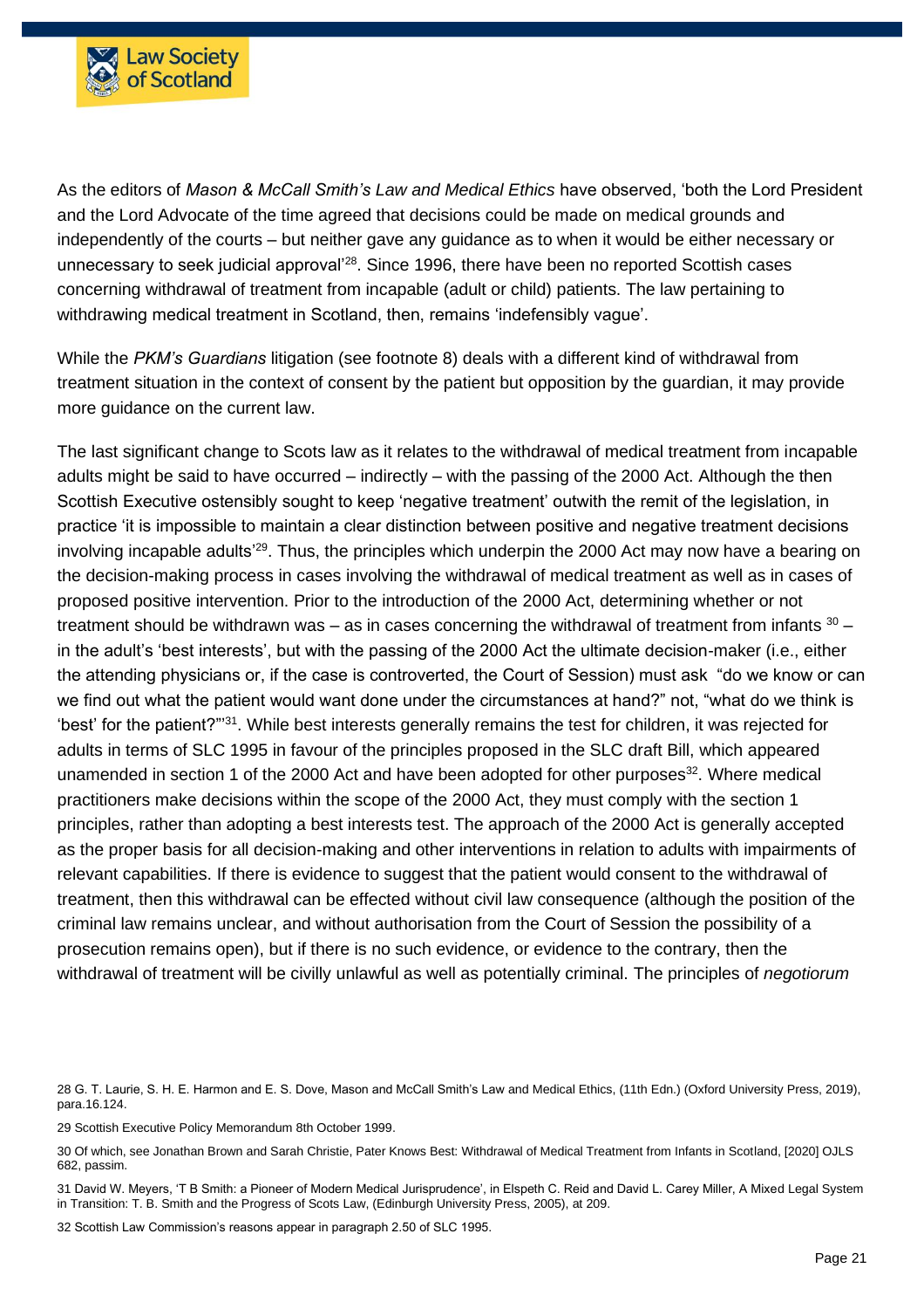As the editors of *Mason & McCall Smith's Law and Medical Ethics* have observed, 'both the Lord President and the Lord Advocate of the time agreed that decisions could be made on medical grounds and independently of the courts – but neither gave any guidance as to when it would be either necessary or unnecessary to seek judicial approval'[28]. Since 1996, there have been no reported Scottish cases concerning withdrawal of treatment from incapable (adult or child) patients. The law pertaining to withdrawing medical treatment in Scotland, then, remains 'indefensibly vague'.

While the *PKM's Guardians* litigation (see footnote 8) deals with a different kind of withdrawal from treatment situation in the context of consent by the patient but opposition by the guardian, it may provide more guidance on the current law.

The last significant change to Scots law as it relates to the withdrawal of medical treatment from incapable adults might be said to have occurred – indirectly – with the passing of the 2000 Act. Although the then Scottish Executive ostensibly sought to keep 'negative treatment' outwith the remit of the legislation, in practice 'it is impossible to maintain a clear distinction between positive and negative treatment decisions involving incapable adults'[29]. Thus, the principles which underpin the 2000 Act may now have a bearing on the decision-making process in cases involving the withdrawal of medical treatment as well as in cases of proposed positive intervention. Prior to the introduction of the 2000 Act, determining whether or not treatment should be withdrawn was – as in cases concerning the withdrawal of treatment from infants [30] – in the adult's 'best interests', but with the passing of the 2000 Act the ultimate decision-maker (i.e., either the attending physicians or, if the case is controverted, the Court of Session) must ask "do we know or can we find out what the patient would want done under the circumstances at hand?" not, "what do we think is 'best' for the patient?"'[31]. While best interests generally remains the test for children, it was rejected for adults in terms of SLC 1995 in favour of the principles proposed in the SLC draft Bill, which appeared unamended in section 1 of the 2000 Act and have been adopted for other purposes[32]. Where medical practitioners make decisions within the scope of the 2000 Act, they must comply with the section 1 principles, rather than adopting a best interests test. The approach of the 2000 Act is generally accepted as the proper basis for all decision-making and other interventions in relation to adults with impairments of relevant capabilities. If there is evidence to suggest that the patient would consent to the withdrawal of treatment, then this withdrawal can be effected without civil law consequence (although the position of the criminal law remains unclear, and without authorisation from the Court of Session the possibility of a prosecution remains open), but if there is no such evidence, or evidence to the contrary, then the withdrawal of treatment will be civilly unlawful as well as potentially criminal. The principles of *negotiorum*

---

28 G. T. Laurie, S. H. E. Harmon and E. S. Dove, Mason and McCall Smith's Law and Medical Ethics, (11th Edn.) (Oxford University Press, 2019), para.16.124.

29 Scottish Executive Policy Memorandum 8th October 1999.

30 Of which, see Jonathan Brown and Sarah Christie, Pater Knows Best: Withdrawal of Medical Treatment from Infants in Scotland, [2020] OJLS 682, passim.

31 David W. Meyers, 'T B Smith: a Pioneer of Modern Medical Jurisprudence', in Elspeth C. Reid and David L. Carey Miller, A Mixed Legal System in Transition: T. B. Smith and the Progress of Scots Law, (Edinburgh University Press, 2005), at 209.

32 Scottish Law Commission's reasons appear in paragraph 2.50 of SLC 1995.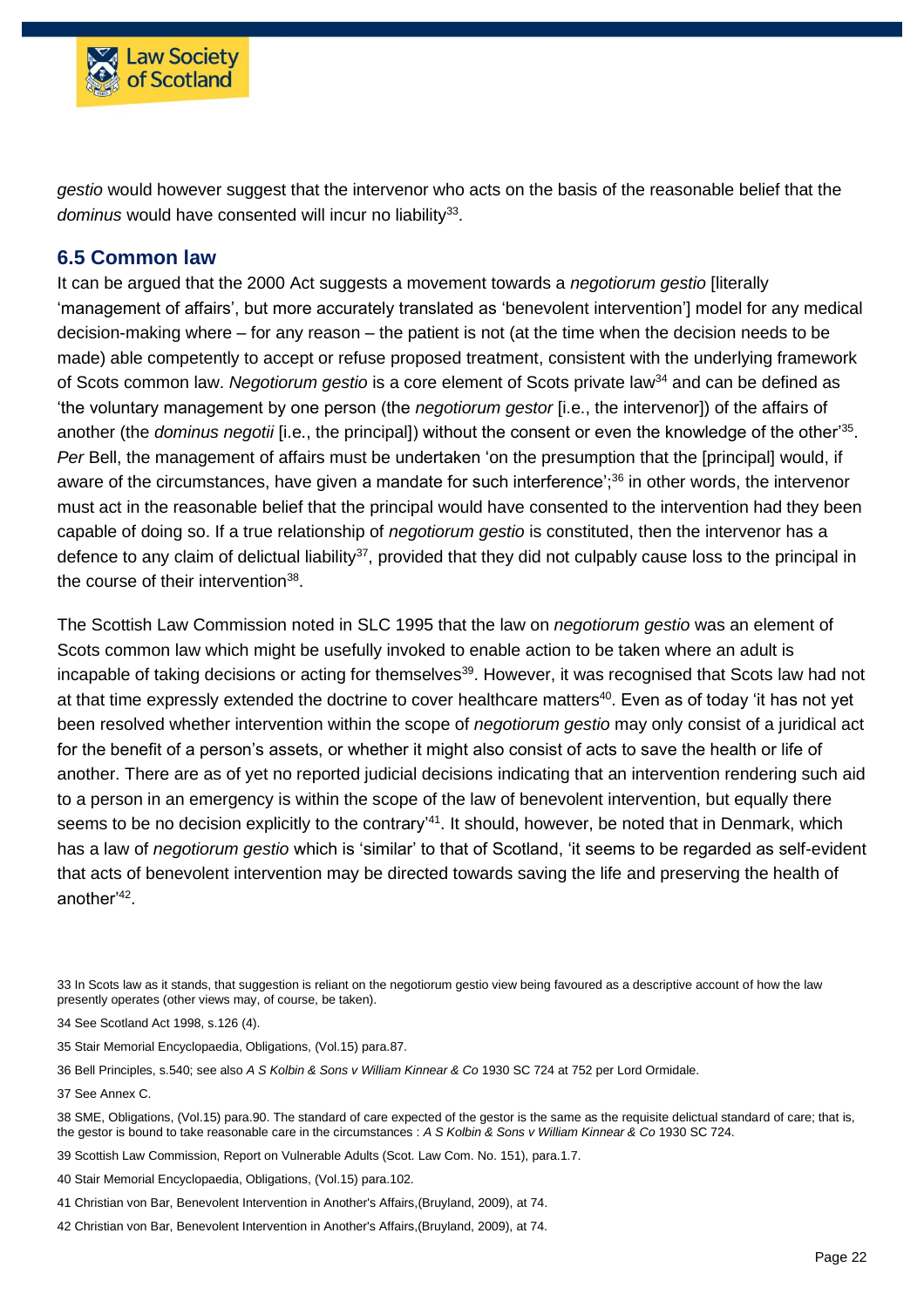*gestio* would however suggest that the intervenor who acts on the basis of the reasonable belief that the *dominus* would have consented will incur no liability[33].

## 6.5 Common law

It can be argued that the 2000 Act suggests a movement towards a *negotiorum gestio* [literally 'management of affairs', but more accurately translated as 'benevolent intervention'] model for any medical decision-making where – for any reason – the patient is not (at the time when the decision needs to be made) able competently to accept or refuse proposed treatment, consistent with the underlying framework of Scots common law. *Negotiorum gestio* is a core element of Scots private law[34] and can be defined as 'the voluntary management by one person (the *negotiorum gestor* [i.e., the intervenor]) of the affairs of another (the *dominus negotii* [i.e., the principal]) without the consent or even the knowledge of the other'[35]. *Per* Bell, the management of affairs must be undertaken 'on the presumption that the [principal] would, if aware of the circumstances, have given a mandate for such interference';[36] in other words, the intervenor must act in the reasonable belief that the principal would have consented to the intervention had they been capable of doing so. If a true relationship of *negotiorum gestio* is constituted, then the intervenor has a defence to any claim of delictual liability[37], provided that they did not culpably cause loss to the principal in the course of their intervention[38].

The Scottish Law Commission noted in SLC 1995 that the law on *negotiorum gestio* was an element of Scots common law which might be usefully invoked to enable action to be taken where an adult is incapable of taking decisions or acting for themselves[39]. However, it was recognised that Scots law had not at that time expressly extended the doctrine to cover healthcare matters[40]. Even as of today 'it has not yet been resolved whether intervention within the scope of *negotiorum gestio* may only consist of a juridical act for the benefit of a person's assets, or whether it might also consist of acts to save the health or life of another. There are as of yet no reported judicial decisions indicating that an intervention rendering such aid to a person in an emergency is within the scope of the law of benevolent intervention, but equally there seems to be no decision explicitly to the contrary'[41]. It should, however, be noted that in Denmark, which has a law of *negotiorum gestio* which is 'similar' to that of Scotland, 'it seems to be regarded as self-evident that acts of benevolent intervention may be directed towards saving the life and preserving the health of another'[42].

---

33 In Scots law as it stands, that suggestion is reliant on the negotiorum gestio view being favoured as a descriptive account of how the law presently operates (other views may, of course, be taken).

34 See Scotland Act 1998, s.126 (4).

35 Stair Memorial Encyclopaedia, Obligations, (Vol.15) para.87.

36 Bell Principles, s.540; see also *A S Kolbin & Sons v William Kinnear & Co* 1930 SC 724 at 752 per Lord Ormidale.

37 See Annex C.

38 SME, Obligations, (Vol.15) para.90. The standard of care expected of the gestor is the same as the requisite delictual standard of care; that is, the gestor is bound to take reasonable care in the circumstances : *A S Kolbin & Sons v William Kinnear & Co* 1930 SC 724.

39 Scottish Law Commission, Report on Vulnerable Adults (Scot. Law Com. No. 151), para.1.7.

40 Stair Memorial Encyclopaedia, Obligations, (Vol.15) para.102.

41 Christian von Bar, Benevolent Intervention in Another's Affairs,(Bruyland, 2009), at 74.

42 Christian von Bar, Benevolent Intervention in Another's Affairs,(Bruyland, 2009), at 74.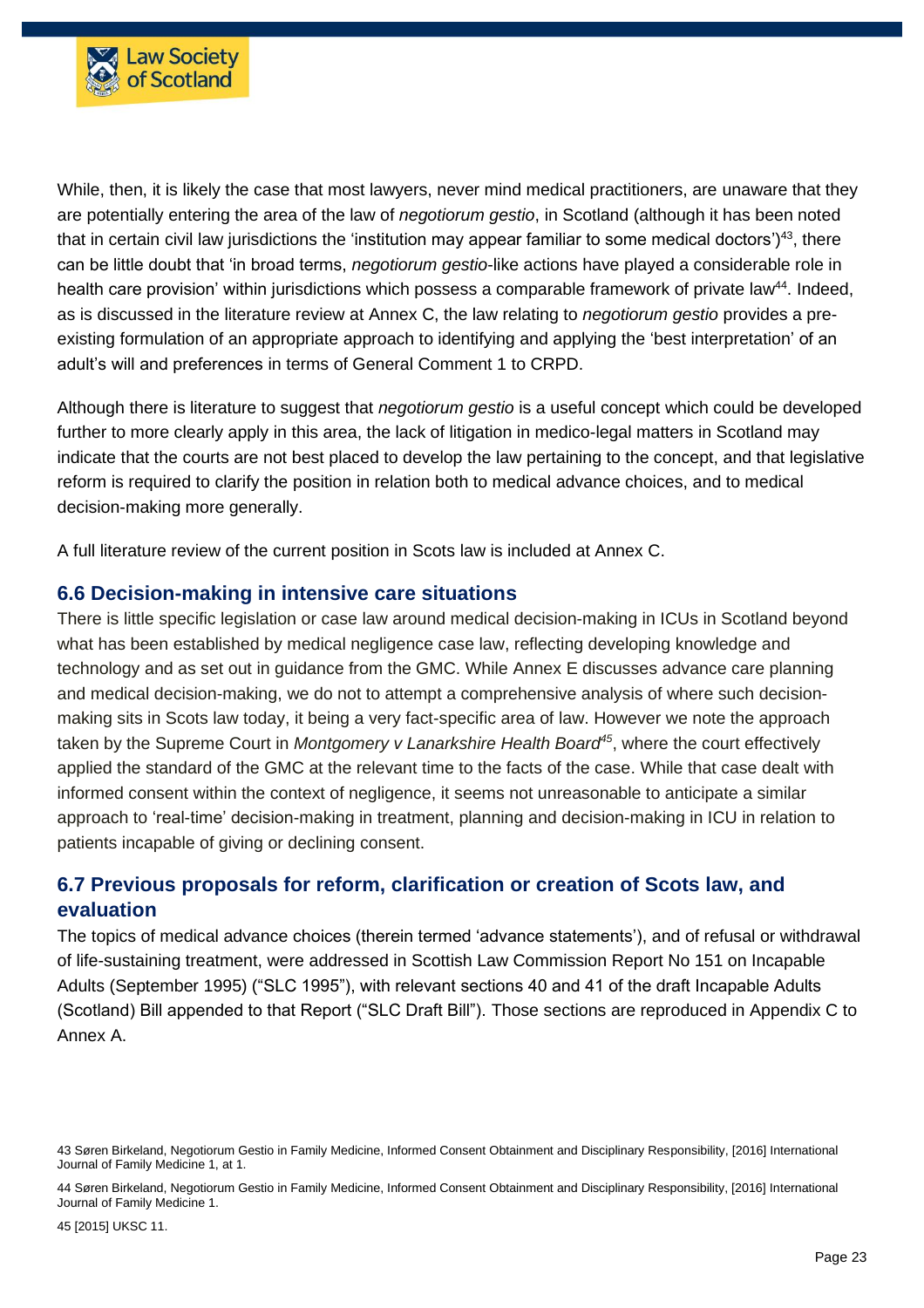While, then, it is likely the case that most lawyers, never mind medical practitioners, are unaware that they are potentially entering the area of the law of *negotiorum gestio*, in Scotland (although it has been noted that in certain civil law jurisdictions the 'institution may appear familiar to some medical doctors')[43], there can be little doubt that 'in broad terms, *negotiorum gestio*-like actions have played a considerable role in health care provision' within jurisdictions which possess a comparable framework of private law[44]. Indeed, as is discussed in the literature review at Annex C, the law relating to *negotiorum gestio* provides a pre-existing formulation of an appropriate approach to identifying and applying the 'best interpretation' of an adult's will and preferences in terms of General Comment 1 to CRPD.

Although there is literature to suggest that *negotiorum gestio* is a useful concept which could be developed further to more clearly apply in this area, the lack of litigation in medico-legal matters in Scotland may indicate that the courts are not best placed to develop the law pertaining to the concept, and that legislative reform is required to clarify the position in relation both to medical advance choices, and to medical decision-making more generally.

A full literature review of the current position in Scots law is included at Annex C.

## 6.6 Decision-making in intensive care situations

There is little specific legislation or case law around medical decision-making in ICUs in Scotland beyond what has been established by medical negligence case law, reflecting developing knowledge and technology and as set out in guidance from the GMC. While Annex E discusses advance care planning and medical decision-making, we do not to attempt a comprehensive analysis of where such decision-making sits in Scots law today, it being a very fact-specific area of law. However we note the approach taken by the Supreme Court in *Montgomery v Lanarkshire Health Board*[45], where the court effectively applied the standard of the GMC at the relevant time to the facts of the case. While that case dealt with informed consent within the context of negligence, it seems not unreasonable to anticipate a similar approach to 'real-time' decision-making in treatment, planning and decision-making in ICU in relation to patients incapable of giving or declining consent.

## 6.7 Previous proposals for reform, clarification or creation of Scots law, and evaluation

The topics of medical advance choices (therein termed 'advance statements'), and of refusal or withdrawal of life-sustaining treatment, were addressed in Scottish Law Commission Report No 151 on Incapable Adults (September 1995) ("SLC 1995"), with relevant sections 40 and 41 of the draft Incapable Adults (Scotland) Bill appended to that Report ("SLC Draft Bill"). Those sections are reproduced in Appendix C to Annex A.

---

43 Søren Birkeland, Negotiorum Gestio in Family Medicine, Informed Consent Obtainment and Disciplinary Responsibility, [2016] International Journal of Family Medicine 1, at 1.

44 Søren Birkeland, Negotiorum Gestio in Family Medicine, Informed Consent Obtainment and Disciplinary Responsibility, [2016] International Journal of Family Medicine 1.

45 [2015] UKSC 11.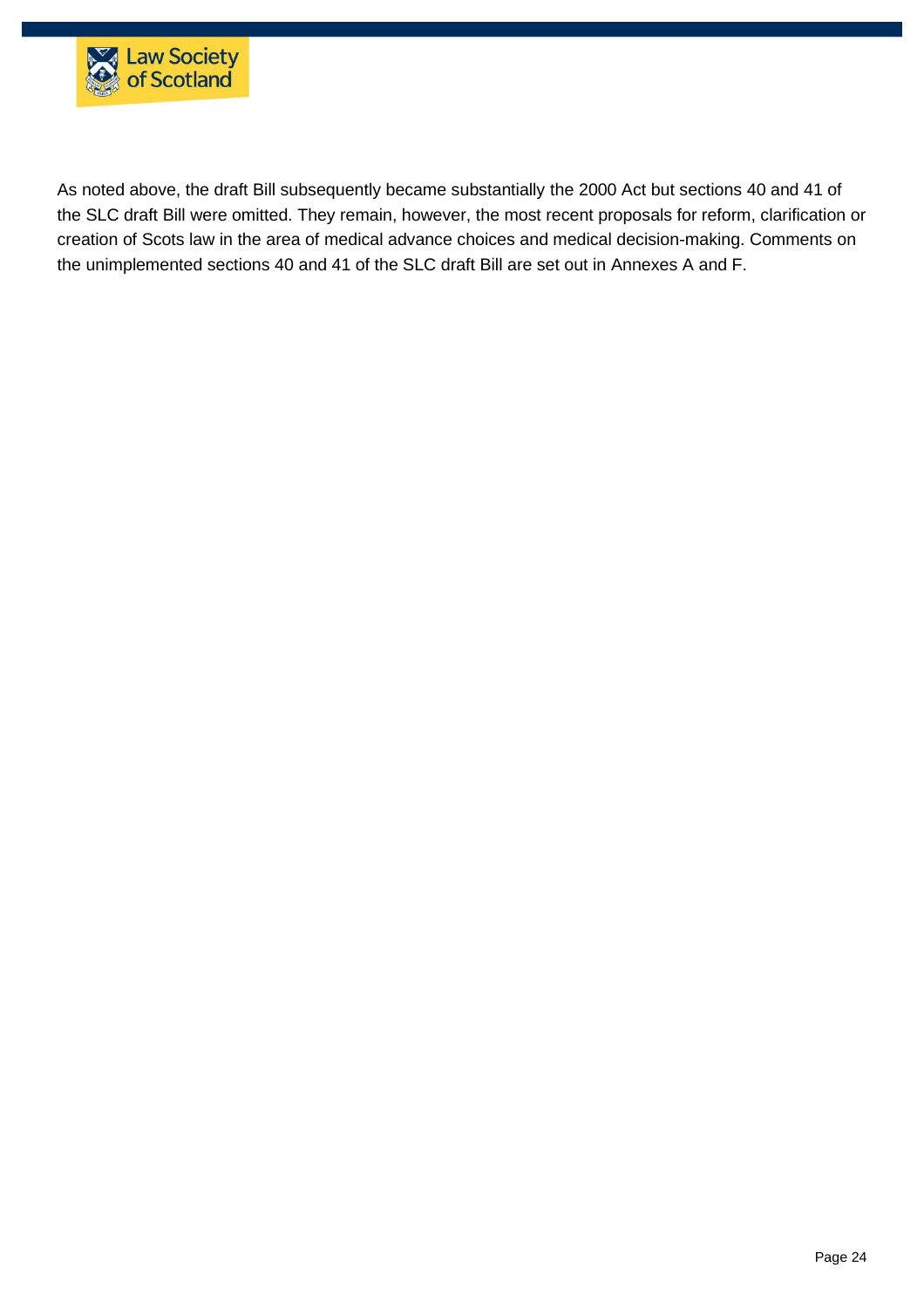As noted above, the draft Bill subsequently became substantially the 2000 Act but sections 40 and 41 of the SLC draft Bill were omitted. They remain, however, the most recent proposals for reform, clarification or creation of Scots law in the area of medical advance choices and medical decision-making. Comments on the unimplemented sections 40 and 41 of the SLC draft Bill are set out in Annexes A and F.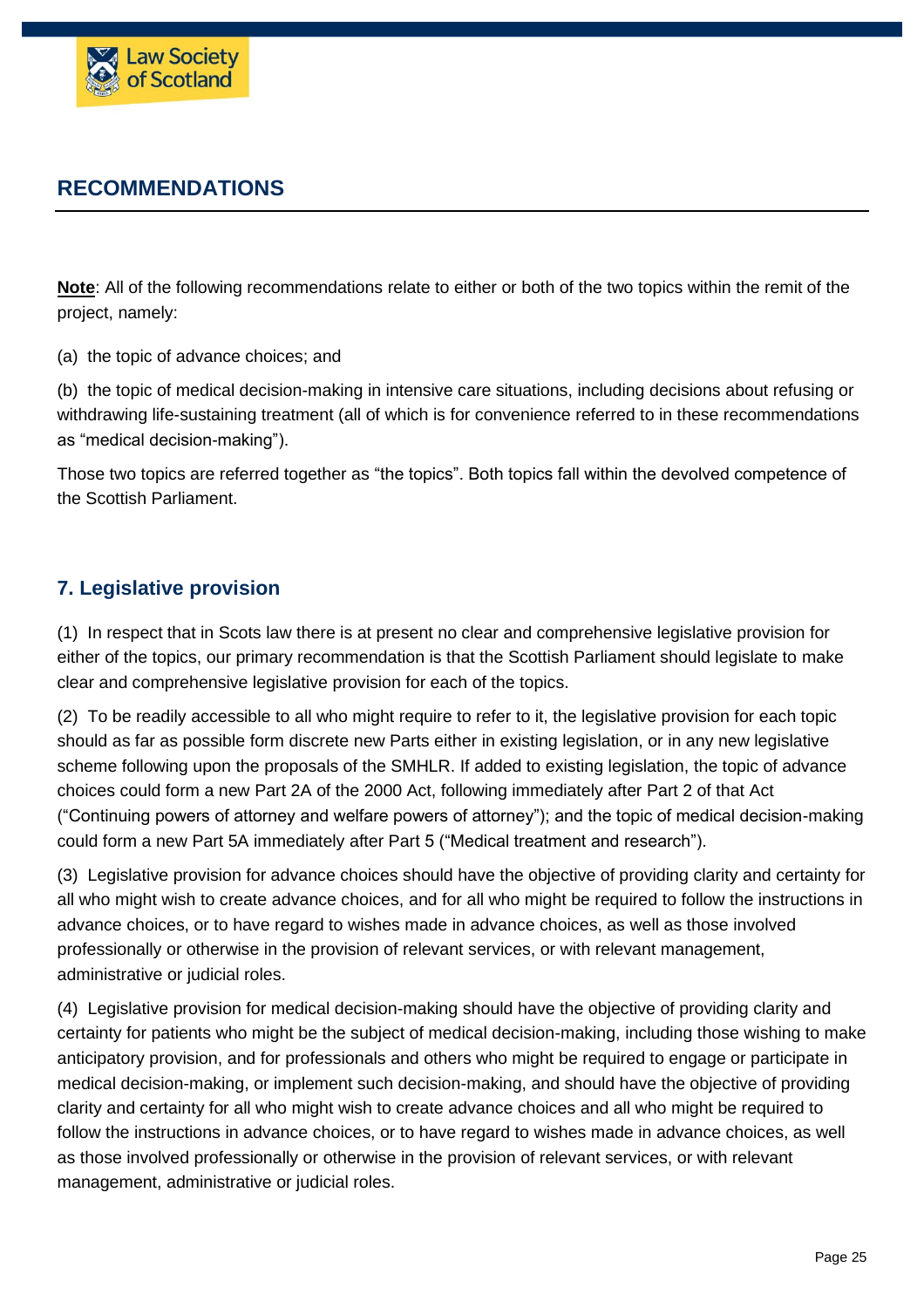## RECOMMENDATIONS

**Note**: All of the following recommendations relate to either or both of the two topics within the remit of the project, namely:

(a) the topic of advance choices; and

(b) the topic of medical decision-making in intensive care situations, including decisions about refusing or withdrawing life-sustaining treatment (all of which is for convenience referred to in these recommendations as "medical decision-making").

Those two topics are referred together as "the topics". Both topics fall within the devolved competence of the Scottish Parliament.

### 7. Legislative provision

(1) In respect that in Scots law there is at present no clear and comprehensive legislative provision for either of the topics, our primary recommendation is that the Scottish Parliament should legislate to make clear and comprehensive legislative provision for each of the topics.

(2) To be readily accessible to all who might require to refer to it, the legislative provision for each topic should as far as possible form discrete new Parts either in existing legislation, or in any new legislative scheme following upon the proposals of the SMHLR. If added to existing legislation, the topic of advance choices could form a new Part 2A of the 2000 Act, following immediately after Part 2 of that Act ("Continuing powers of attorney and welfare powers of attorney"); and the topic of medical decision-making could form a new Part 5A immediately after Part 5 ("Medical treatment and research").

(3) Legislative provision for advance choices should have the objective of providing clarity and certainty for all who might wish to create advance choices, and for all who might be required to follow the instructions in advance choices, or to have regard to wishes made in advance choices, as well as those involved professionally or otherwise in the provision of relevant services, or with relevant management, administrative or judicial roles.

(4) Legislative provision for medical decision-making should have the objective of providing clarity and certainty for patients who might be the subject of medical decision-making, including those wishing to make anticipatory provision, and for professionals and others who might be required to engage or participate in medical decision-making, or implement such decision-making, and should have the objective of providing clarity and certainty for all who might wish to create advance choices and all who might be required to follow the instructions in advance choices, or to have regard to wishes made in advance choices, as well as those involved professionally or otherwise in the provision of relevant services, or with relevant management, administrative or judicial roles.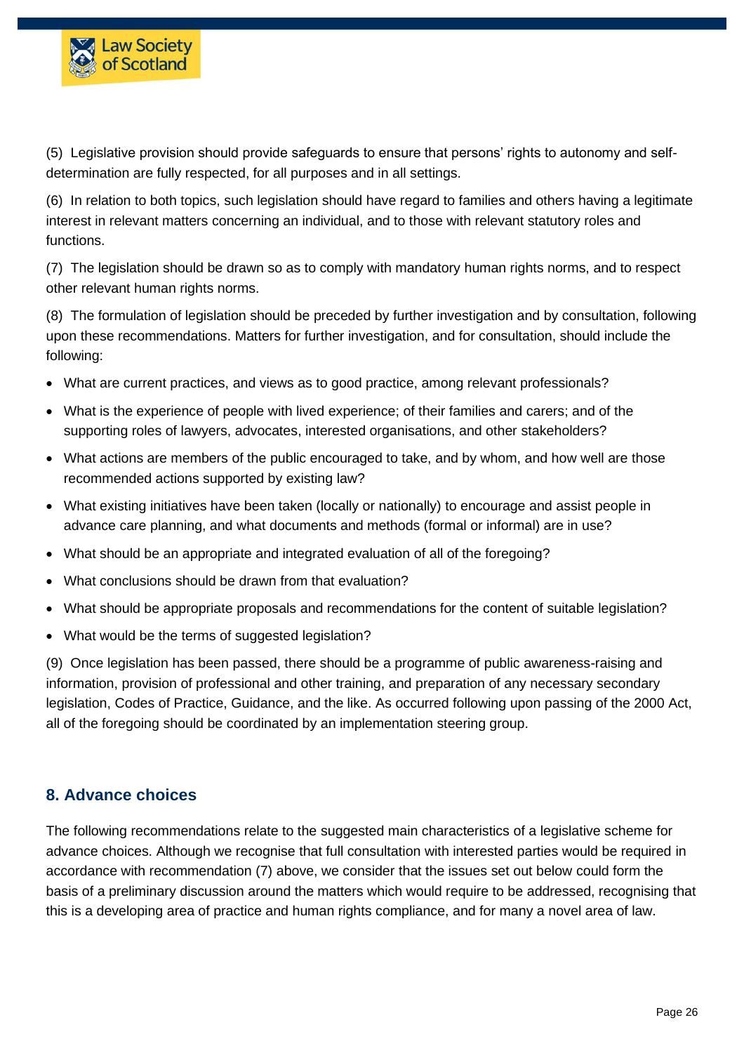(5) Legislative provision should provide safeguards to ensure that persons' rights to autonomy and self-determination are fully respected, for all purposes and in all settings.

(6) In relation to both topics, such legislation should have regard to families and others having a legitimate interest in relevant matters concerning an individual, and to those with relevant statutory roles and functions.

(7) The legislation should be drawn so as to comply with mandatory human rights norms, and to respect other relevant human rights norms.

(8) The formulation of legislation should be preceded by further investigation and by consultation, following upon these recommendations. Matters for further investigation, and for consultation, should include the following:

- What are current practices, and views as to good practice, among relevant professionals?
- What is the experience of people with lived experience; of their families and carers; and of the supporting roles of lawyers, advocates, interested organisations, and other stakeholders?
- What actions are members of the public encouraged to take, and by whom, and how well are those recommended actions supported by existing law?
- What existing initiatives have been taken (locally or nationally) to encourage and assist people in advance care planning, and what documents and methods (formal or informal) are in use?
- What should be an appropriate and integrated evaluation of all of the foregoing?
- What conclusions should be drawn from that evaluation?
- What should be appropriate proposals and recommendations for the content of suitable legislation?
- What would be the terms of suggested legislation?

(9) Once legislation has been passed, there should be a programme of public awareness-raising and information, provision of professional and other training, and preparation of any necessary secondary legislation, Codes of Practice, Guidance, and the like. As occurred following upon passing of the 2000 Act, all of the foregoing should be coordinated by an implementation steering group.

## 8. Advance choices

The following recommendations relate to the suggested main characteristics of a legislative scheme for advance choices. Although we recognise that full consultation with interested parties would be required in accordance with recommendation (7) above, we consider that the issues set out below could form the basis of a preliminary discussion around the matters which would require to be addressed, recognising that this is a developing area of practice and human rights compliance, and for many a novel area of law.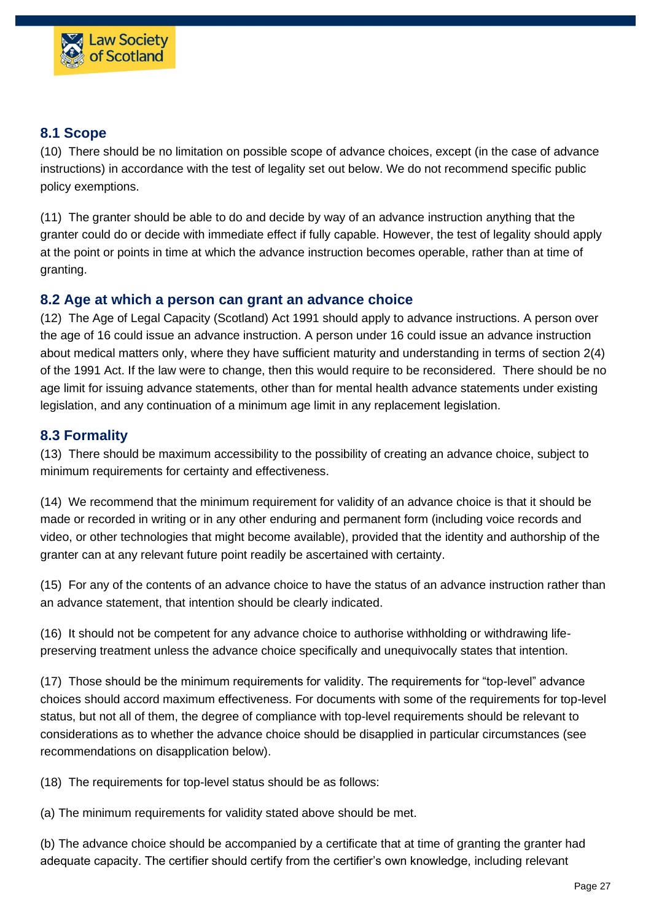### 8.1 Scope

(10) There should be no limitation on possible scope of advance choices, except (in the case of advance instructions) in accordance with the test of legality set out below. We do not recommend specific public policy exemptions.

(11) The granter should be able to do and decide by way of an advance instruction anything that the granter could do or decide with immediate effect if fully capable. However, the test of legality should apply at the point or points in time at which the advance instruction becomes operable, rather than at time of granting.

### 8.2 Age at which a person can grant an advance choice

(12) The Age of Legal Capacity (Scotland) Act 1991 should apply to advance instructions. A person over the age of 16 could issue an advance instruction. A person under 16 could issue an advance instruction about medical matters only, where they have sufficient maturity and understanding in terms of section 2(4) of the 1991 Act. If the law were to change, then this would require to be reconsidered. There should be no age limit for issuing advance statements, other than for mental health advance statements under existing legislation, and any continuation of a minimum age limit in any replacement legislation.

### 8.3 Formality

(13) There should be maximum accessibility to the possibility of creating an advance choice, subject to minimum requirements for certainty and effectiveness.

(14) We recommend that the minimum requirement for validity of an advance choice is that it should be made or recorded in writing or in any other enduring and permanent form (including voice records and video, or other technologies that might become available), provided that the identity and authorship of the granter can at any relevant future point readily be ascertained with certainty.

(15) For any of the contents of an advance choice to have the status of an advance instruction rather than an advance statement, that intention should be clearly indicated.

(16) It should not be competent for any advance choice to authorise withholding or withdrawing life-preserving treatment unless the advance choice specifically and unequivocally states that intention.

(17) Those should be the minimum requirements for validity. The requirements for "top-level" advance choices should accord maximum effectiveness. For documents with some of the requirements for top-level status, but not all of them, the degree of compliance with top-level requirements should be relevant to considerations as to whether the advance choice should be disapplied in particular circumstances (see recommendations on disapplication below).

(18) The requirements for top-level status should be as follows:

(a) The minimum requirements for validity stated above should be met.

(b) The advance choice should be accompanied by a certificate that at time of granting the granter had adequate capacity. The certifier should certify from the certifier's own knowledge, including relevant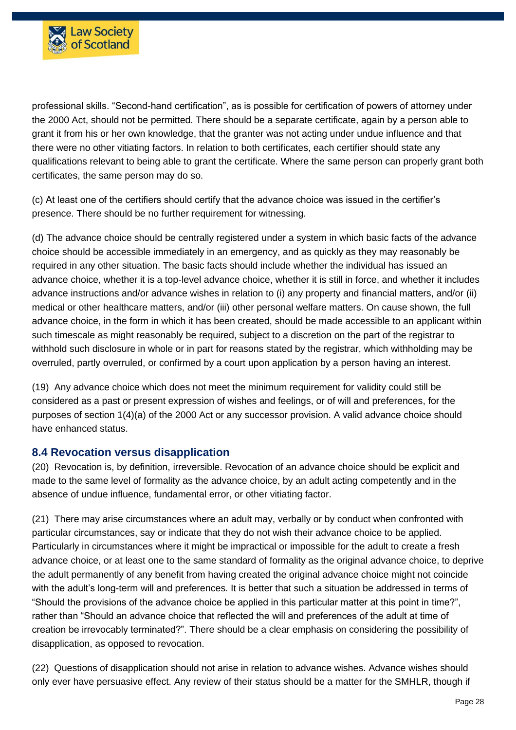professional skills. "Second-hand certification", as is possible for certification of powers of attorney under the 2000 Act, should not be permitted. There should be a separate certificate, again by a person able to grant it from his or her own knowledge, that the granter was not acting under undue influence and that there were no other vitiating factors. In relation to both certificates, each certifier should state any qualifications relevant to being able to grant the certificate. Where the same person can properly grant both certificates, the same person may do so.

(c) At least one of the certifiers should certify that the advance choice was issued in the certifier's presence. There should be no further requirement for witnessing.

(d) The advance choice should be centrally registered under a system in which basic facts of the advance choice should be accessible immediately in an emergency, and as quickly as they may reasonably be required in any other situation. The basic facts should include whether the individual has issued an advance choice, whether it is a top-level advance choice, whether it is still in force, and whether it includes advance instructions and/or advance wishes in relation to (i) any property and financial matters, and/or (ii) medical or other healthcare matters, and/or (iii) other personal welfare matters. On cause shown, the full advance choice, in the form in which it has been created, should be made accessible to an applicant within such timescale as might reasonably be required, subject to a discretion on the part of the registrar to withhold such disclosure in whole or in part for reasons stated by the registrar, which withholding may be overruled, partly overruled, or confirmed by a court upon application by a person having an interest.

(19) Any advance choice which does not meet the minimum requirement for validity could still be considered as a past or present expression of wishes and feelings, or of will and preferences, for the purposes of section 1(4)(a) of the 2000 Act or any successor provision. A valid advance choice should have enhanced status.

## 8.4 Revocation versus disapplication

(20) Revocation is, by definition, irreversible. Revocation of an advance choice should be explicit and made to the same level of formality as the advance choice, by an adult acting competently and in the absence of undue influence, fundamental error, or other vitiating factor.

(21) There may arise circumstances where an adult may, verbally or by conduct when confronted with particular circumstances, say or indicate that they do not wish their advance choice to be applied. Particularly in circumstances where it might be impractical or impossible for the adult to create a fresh advance choice, or at least one to the same standard of formality as the original advance choice, to deprive the adult permanently of any benefit from having created the original advance choice might not coincide with the adult's long-term will and preferences. It is better that such a situation be addressed in terms of "Should the provisions of the advance choice be applied in this particular matter at this point in time?", rather than "Should an advance choice that reflected the will and preferences of the adult at time of creation be irrevocably terminated?". There should be a clear emphasis on considering the possibility of disapplication, as opposed to revocation.

(22) Questions of disapplication should not arise in relation to advance wishes. Advance wishes should only ever have persuasive effect. Any review of their status should be a matter for the SMHLR, though if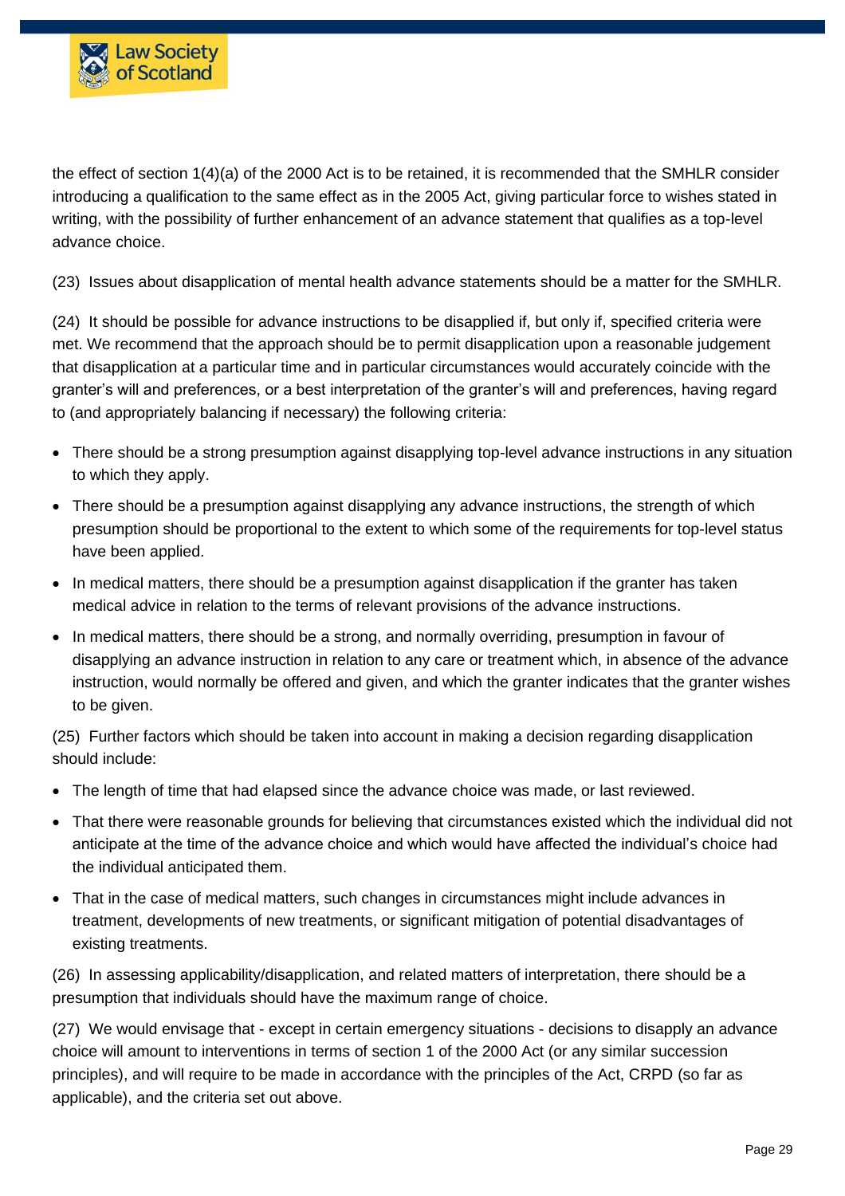the effect of section 1(4)(a) of the 2000 Act is to be retained, it is recommended that the SMHLR consider introducing a qualification to the same effect as in the 2005 Act, giving particular force to wishes stated in writing, with the possibility of further enhancement of an advance statement that qualifies as a top-level advance choice.

(23) Issues about disapplication of mental health advance statements should be a matter for the SMHLR.

(24) It should be possible for advance instructions to be disapplied if, but only if, specified criteria were met. We recommend that the approach should be to permit disapplication upon a reasonable judgement that disapplication at a particular time and in particular circumstances would accurately coincide with the granter's will and preferences, or a best interpretation of the granter's will and preferences, having regard to (and appropriately balancing if necessary) the following criteria:

- There should be a strong presumption against disapplying top-level advance instructions in any situation to which they apply.
- There should be a presumption against disapplying any advance instructions, the strength of which presumption should be proportional to the extent to which some of the requirements for top-level status have been applied.
- In medical matters, there should be a presumption against disapplication if the granter has taken medical advice in relation to the terms of relevant provisions of the advance instructions.
- In medical matters, there should be a strong, and normally overriding, presumption in favour of disapplying an advance instruction in relation to any care or treatment which, in absence of the advance instruction, would normally be offered and given, and which the granter indicates that the granter wishes to be given.

(25) Further factors which should be taken into account in making a decision regarding disapplication should include:

- The length of time that had elapsed since the advance choice was made, or last reviewed.
- That there were reasonable grounds for believing that circumstances existed which the individual did not anticipate at the time of the advance choice and which would have affected the individual's choice had the individual anticipated them.
- That in the case of medical matters, such changes in circumstances might include advances in treatment, developments of new treatments, or significant mitigation of potential disadvantages of existing treatments.

(26) In assessing applicability/disapplication, and related matters of interpretation, there should be a presumption that individuals should have the maximum range of choice.

(27) We would envisage that - except in certain emergency situations - decisions to disapply an advance choice will amount to interventions in terms of section 1 of the 2000 Act (or any similar succession principles), and will require to be made in accordance with the principles of the Act, CRPD (so far as applicable), and the criteria set out above.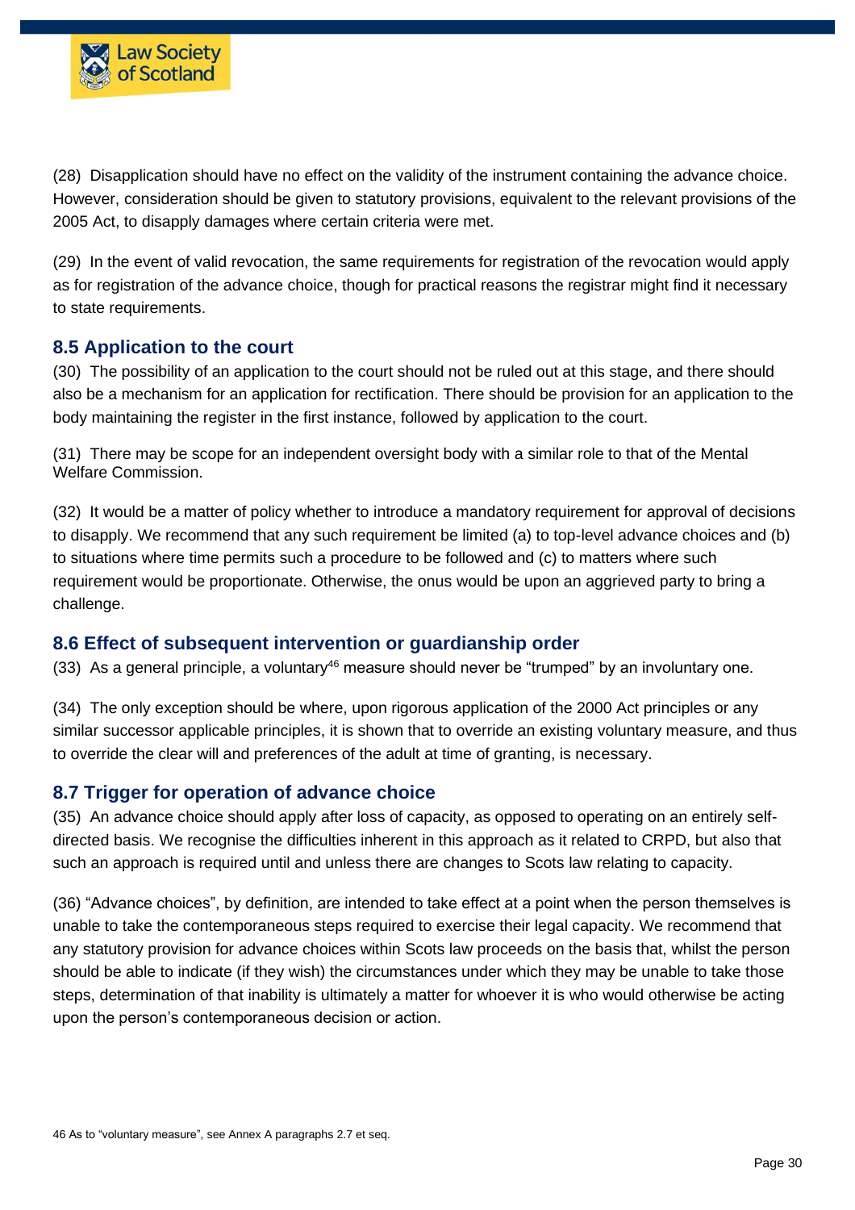(28) Disapplication should have no effect on the validity of the instrument containing the advance choice. However, consideration should be given to statutory provisions, equivalent to the relevant provisions of the 2005 Act, to disapply damages where certain criteria were met.

(29) In the event of valid revocation, the same requirements for registration of the revocation would apply as for registration of the advance choice, though for practical reasons the registrar might find it necessary to state requirements.

### 8.5 Application to the court

(30) The possibility of an application to the court should not be ruled out at this stage, and there should also be a mechanism for an application for rectification. There should be provision for an application to the body maintaining the register in the first instance, followed by application to the court.

(31) There may be scope for an independent oversight body with a similar role to that of the Mental Welfare Commission.

(32) It would be a matter of policy whether to introduce a mandatory requirement for approval of decisions to disapply. We recommend that any such requirement be limited (a) to top-level advance choices and (b) to situations where time permits such a procedure to be followed and (c) to matters where such requirement would be proportionate. Otherwise, the onus would be upon an aggrieved party to bring a challenge.

### 8.6 Effect of subsequent intervention or guardianship order

(33) As a general principle, a voluntary[46] measure should never be "trumped" by an involuntary one.

(34) The only exception should be where, upon rigorous application of the 2000 Act principles or any similar successor applicable principles, it is shown that to override an existing voluntary measure, and thus to override the clear will and preferences of the adult at time of granting, is necessary.

### 8.7 Trigger for operation of advance choice

(35) An advance choice should apply after loss of capacity, as opposed to operating on an entirely self-directed basis. We recognise the difficulties inherent in this approach as it related to CRPD, but also that such an approach is required until and unless there are changes to Scots law relating to capacity.

(36) "Advance choices", by definition, are intended to take effect at a point when the person themselves is unable to take the contemporaneous steps required to exercise their legal capacity. We recommend that any statutory provision for advance choices within Scots law proceeds on the basis that, whilst the person should be able to indicate (if they wish) the circumstances under which they may be unable to take those steps, determination of that inability is ultimately a matter for whoever it is who would otherwise be acting upon the person's contemporaneous decision or action.

46 As to "voluntary measure", see Annex A paragraphs 2.7 et seq.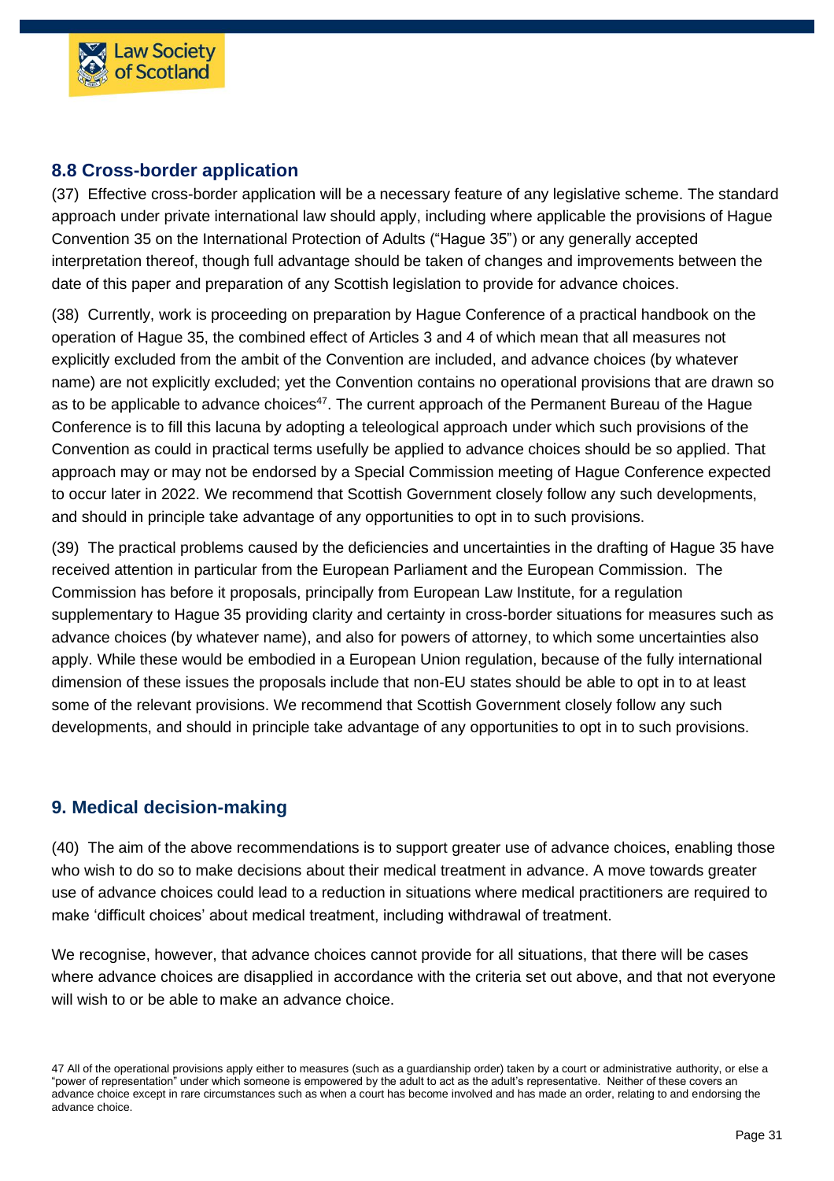## 8.8 Cross-border application

(37) Effective cross-border application will be a necessary feature of any legislative scheme. The standard approach under private international law should apply, including where applicable the provisions of Hague Convention 35 on the International Protection of Adults ("Hague 35") or any generally accepted interpretation thereof, though full advantage should be taken of changes and improvements between the date of this paper and preparation of any Scottish legislation to provide for advance choices.

(38) Currently, work is proceeding on preparation by Hague Conference of a practical handbook on the operation of Hague 35, the combined effect of Articles 3 and 4 of which mean that all measures not explicitly excluded from the ambit of the Convention are included, and advance choices (by whatever name) are not explicitly excluded; yet the Convention contains no operational provisions that are drawn so as to be applicable to advance choices[47]. The current approach of the Permanent Bureau of the Hague Conference is to fill this lacuna by adopting a teleological approach under which such provisions of the Convention as could in practical terms usefully be applied to advance choices should be so applied. That approach may or may not be endorsed by a Special Commission meeting of Hague Conference expected to occur later in 2022. We recommend that Scottish Government closely follow any such developments, and should in principle take advantage of any opportunities to opt in to such provisions.

(39) The practical problems caused by the deficiencies and uncertainties in the drafting of Hague 35 have received attention in particular from the European Parliament and the European Commission. The Commission has before it proposals, principally from European Law Institute, for a regulation supplementary to Hague 35 providing clarity and certainty in cross-border situations for measures such as advance choices (by whatever name), and also for powers of attorney, to which some uncertainties also apply. While these would be embodied in a European Union regulation, because of the fully international dimension of these issues the proposals include that non-EU states should be able to opt in to at least some of the relevant provisions. We recommend that Scottish Government closely follow any such developments, and should in principle take advantage of any opportunities to opt in to such provisions.

## 9. Medical decision-making

(40) The aim of the above recommendations is to support greater use of advance choices, enabling those who wish to do so to make decisions about their medical treatment in advance. A move towards greater use of advance choices could lead to a reduction in situations where medical practitioners are required to make 'difficult choices' about medical treatment, including withdrawal of treatment.

We recognise, however, that advance choices cannot provide for all situations, that there will be cases where advance choices are disapplied in accordance with the criteria set out above, and that not everyone will wish to or be able to make an advance choice.

47 All of the operational provisions apply either to measures (such as a guardianship order) taken by a court or administrative authority, or else a "power of representation" under which someone is empowered by the adult to act as the adult's representative. Neither of these covers an advance choice except in rare circumstances such as when a court has become involved and has made an order, relating to and endorsing the advance choice.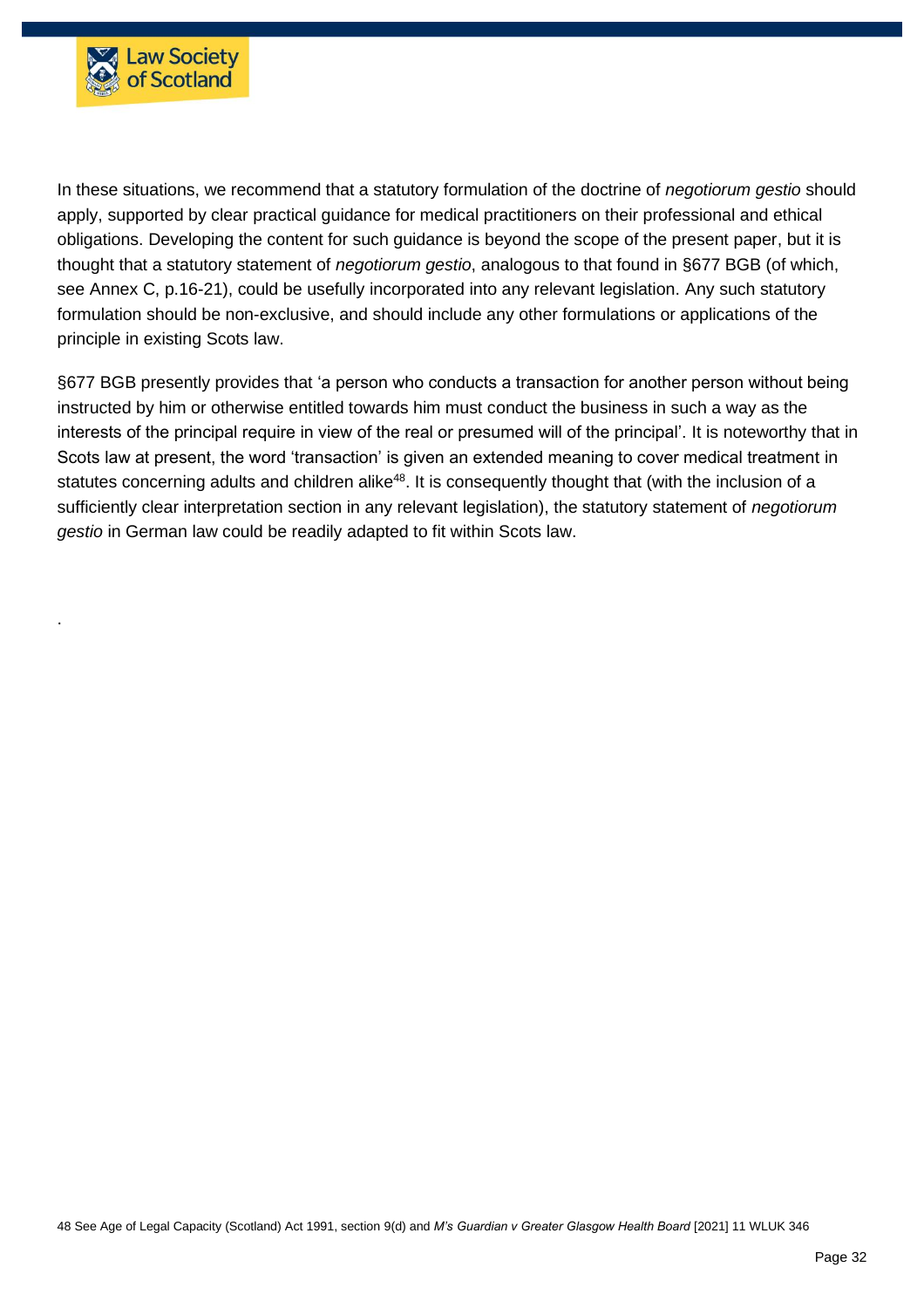In these situations, we recommend that a statutory formulation of the doctrine of *negotiorum gestio* should apply, supported by clear practical guidance for medical practitioners on their professional and ethical obligations. Developing the content for such guidance is beyond the scope of the present paper, but it is thought that a statutory statement of *negotiorum gestio*, analogous to that found in §677 BGB (of which, see Annex C, p.16-21), could be usefully incorporated into any relevant legislation. Any such statutory formulation should be non-exclusive, and should include any other formulations or applications of the principle in existing Scots law.

§677 BGB presently provides that 'a person who conducts a transaction for another person without being instructed by him or otherwise entitled towards him must conduct the business in such a way as the interests of the principal require in view of the real or presumed will of the principal'. It is noteworthy that in Scots law at present, the word 'transaction' is given an extended meaning to cover medical treatment in statutes concerning adults and children alike[48]. It is consequently thought that (with the inclusion of a sufficiently clear interpretation section in any relevant legislation), the statutory statement of *negotiorum gestio* in German law could be readily adapted to fit within Scots law.

.

48 See Age of Legal Capacity (Scotland) Act 1991, section 9(d) and *M's Guardian v Greater Glasgow Health Board* [2021] 11 WLUK 346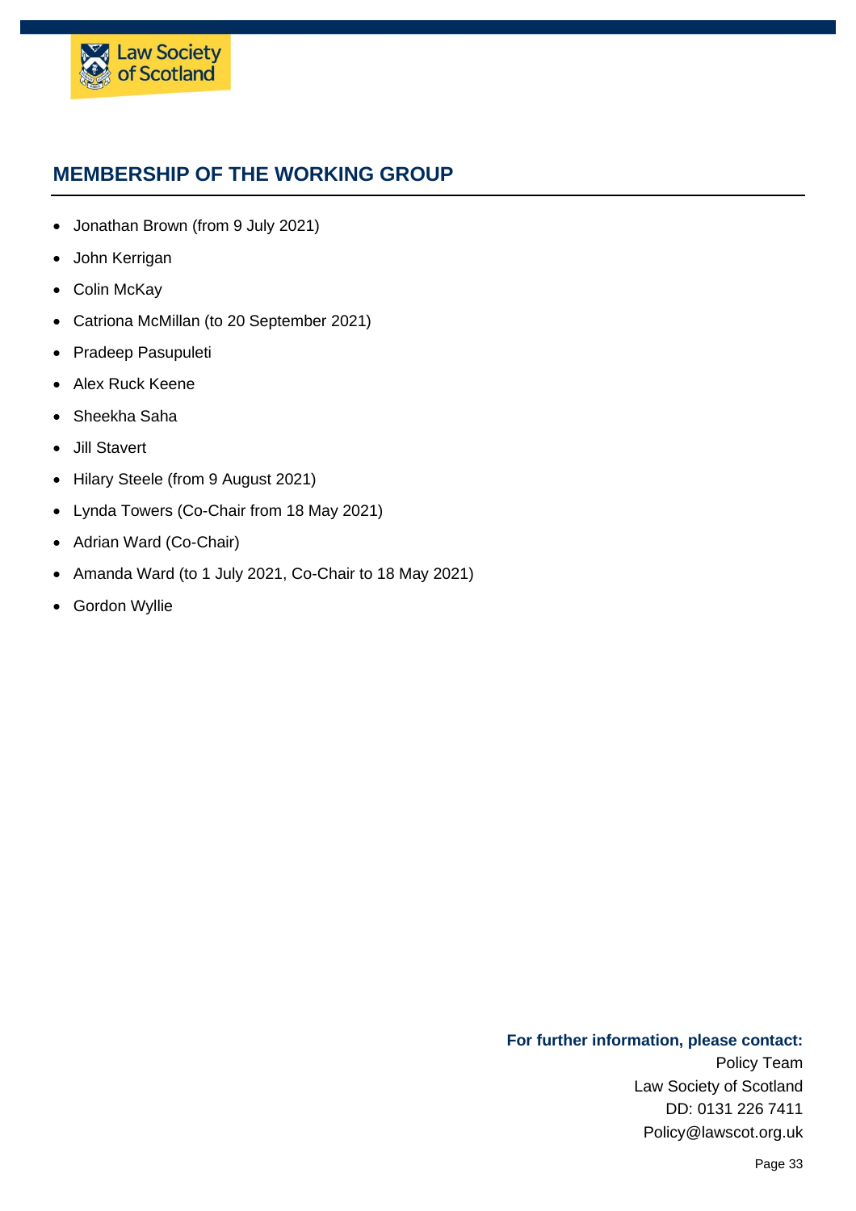## MEMBERSHIP OF THE WORKING GROUP

- Jonathan Brown (from 9 July 2021)
- John Kerrigan
- Colin McKay
- Catriona McMillan (to 20 September 2021)
- Pradeep Pasupuleti
- Alex Ruck Keene
- Sheekha Saha
- Jill Stavert
- Hilary Steele (from 9 August 2021)
- Lynda Towers (Co-Chair from 18 May 2021)
- Adrian Ward (Co-Chair)
- Amanda Ward (to 1 July 2021, Co-Chair to 18 May 2021)
- Gordon Wyllie

**For further information, please contact:**

Policy Team
Law Society of Scotland
DD: 0131 226 7411
Policy@lawscot.org.uk